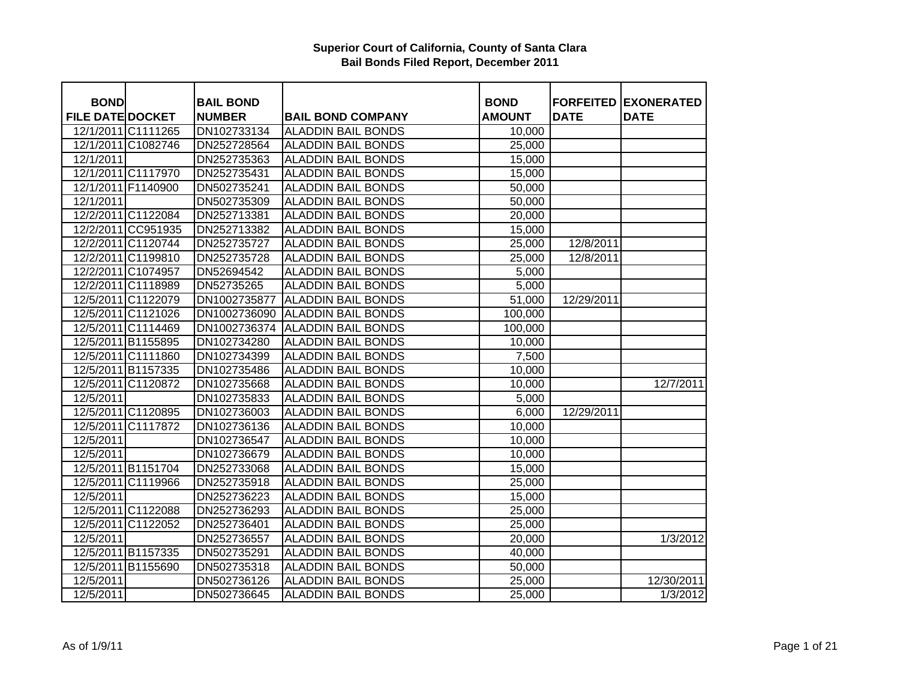# Superior Court of California, County of Santa Clara
## Bail Bonds Filed Report, December 2011

| BOND FILE DATE | DOCKET | BAIL BOND NUMBER | BAIL BOND COMPANY | BOND AMOUNT | FORFEITED DATE | EXONERATED DATE |
|---|---|---|---|---|---|---|
| 12/1/2011 | C1111265 | DN102733134 | ALADDIN BAIL BONDS | 10,000 | | |
| 12/1/2011 | C1082746 | DN252728564 | ALADDIN BAIL BONDS | 25,000 | | |
| 12/1/2011 | | DN252735363 | ALADDIN BAIL BONDS | 15,000 | | |
| 12/1/2011 | C1117970 | DN252735431 | ALADDIN BAIL BONDS | 15,000 | | |
| 12/1/2011 | F1140900 | DN502735241 | ALADDIN BAIL BONDS | 50,000 | | |
| 12/1/2011 | | DN502735309 | ALADDIN BAIL BONDS | 50,000 | | |
| 12/2/2011 | C1122084 | DN252713381 | ALADDIN BAIL BONDS | 20,000 | | |
| 12/2/2011 | CC951935 | DN252713382 | ALADDIN BAIL BONDS | 15,000 | | |
| 12/2/2011 | C1120744 | DN252735727 | ALADDIN BAIL BONDS | 25,000 | 12/8/2011 | |
| 12/2/2011 | C1199810 | DN252735728 | ALADDIN BAIL BONDS | 25,000 | 12/8/2011 | |
| 12/2/2011 | C1074957 | DN52694542 | ALADDIN BAIL BONDS | 5,000 | | |
| 12/2/2011 | C1118989 | DN52735265 | ALADDIN BAIL BONDS | 5,000 | | |
| 12/5/2011 | C1122079 | DN1002735877 | ALADDIN BAIL BONDS | 51,000 | 12/29/2011 | |
| 12/5/2011 | C1121026 | DN1002736090 | ALADDIN BAIL BONDS | 100,000 | | |
| 12/5/2011 | C1114469 | DN1002736374 | ALADDIN BAIL BONDS | 100,000 | | |
| 12/5/2011 | B1155895 | DN102734280 | ALADDIN BAIL BONDS | 10,000 | | |
| 12/5/2011 | C1111860 | DN102734399 | ALADDIN BAIL BONDS | 7,500 | | |
| 12/5/2011 | B1157335 | DN102735486 | ALADDIN BAIL BONDS | 10,000 | | |
| 12/5/2011 | C1120872 | DN102735668 | ALADDIN BAIL BONDS | 10,000 | | 12/7/2011 |
| 12/5/2011 | | DN102735833 | ALADDIN BAIL BONDS | 5,000 | | |
| 12/5/2011 | C1120895 | DN102736003 | ALADDIN BAIL BONDS | 6,000 | 12/29/2011 | |
| 12/5/2011 | C1117872 | DN102736136 | ALADDIN BAIL BONDS | 10,000 | | |
| 12/5/2011 | | DN102736547 | ALADDIN BAIL BONDS | 10,000 | | |
| 12/5/2011 | | DN102736679 | ALADDIN BAIL BONDS | 10,000 | | |
| 12/5/2011 | B1151704 | DN252733068 | ALADDIN BAIL BONDS | 15,000 | | |
| 12/5/2011 | C1119966 | DN252735918 | ALADDIN BAIL BONDS | 25,000 | | |
| 12/5/2011 | | DN252736223 | ALADDIN BAIL BONDS | 15,000 | | |
| 12/5/2011 | C1122088 | DN252736293 | ALADDIN BAIL BONDS | 25,000 | | |
| 12/5/2011 | C1122052 | DN252736401 | ALADDIN BAIL BONDS | 25,000 | | |
| 12/5/2011 | | DN252736557 | ALADDIN BAIL BONDS | 20,000 | | 1/3/2012 |
| 12/5/2011 | B1157335 | DN502735291 | ALADDIN BAIL BONDS | 40,000 | | |
| 12/5/2011 | B1155690 | DN502735318 | ALADDIN BAIL BONDS | 50,000 | | |
| 12/5/2011 | | DN502736126 | ALADDIN BAIL BONDS | 25,000 | | 12/30/2011 |
| 12/5/2011 | | DN502736645 | ALADDIN BAIL BONDS | 25,000 | | 1/3/2012 |

As of 1/9/11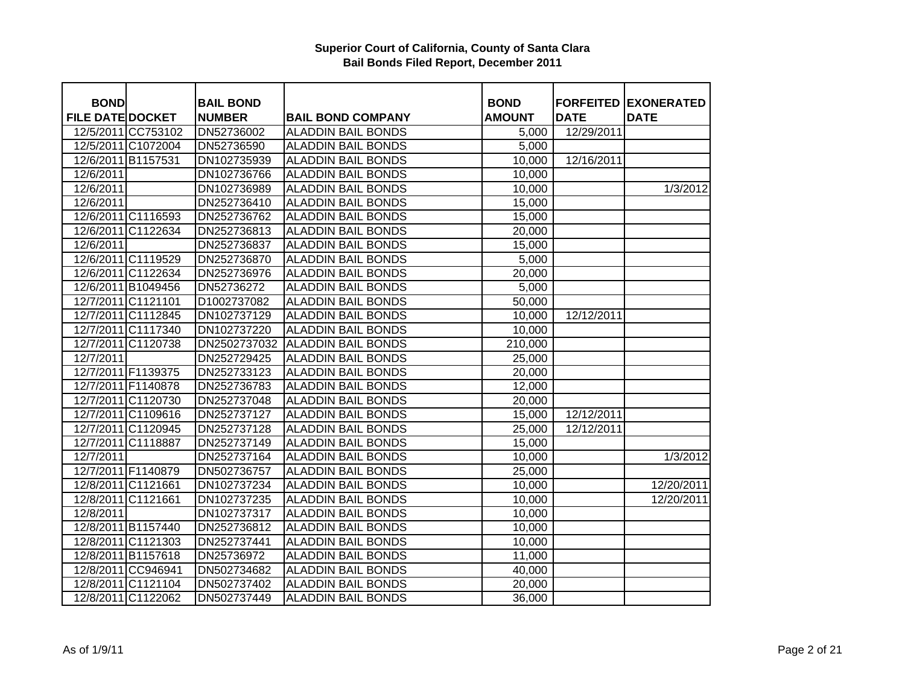**Superior Court of California, County of Santa Clara**
**Bail Bonds Filed Report, December 2011**

| BOND FILE DATE | DOCKET | BAIL BOND NUMBER | BAIL BOND COMPANY | BOND AMOUNT | FORFEITED DATE | EXONERATED DATE |
|---|---|---|---|---|---|---|
| 12/5/2011 | CC753102 | DN52736002 | ALADDIN BAIL BONDS | 5,000 | 12/29/2011 | |
| 12/5/2011 | C1072004 | DN52736590 | ALADDIN BAIL BONDS | 5,000 | | |
| 12/6/2011 | B1157531 | DN102735939 | ALADDIN BAIL BONDS | 10,000 | 12/16/2011 | |
| 12/6/2011 | | DN102736766 | ALADDIN BAIL BONDS | 10,000 | | |
| 12/6/2011 | | DN102736989 | ALADDIN BAIL BONDS | 10,000 | | 1/3/2012 |
| 12/6/2011 | | DN252736410 | ALADDIN BAIL BONDS | 15,000 | | |
| 12/6/2011 | C1116593 | DN252736762 | ALADDIN BAIL BONDS | 15,000 | | |
| 12/6/2011 | C1122634 | DN252736813 | ALADDIN BAIL BONDS | 20,000 | | |
| 12/6/2011 | | DN252736837 | ALADDIN BAIL BONDS | 15,000 | | |
| 12/6/2011 | C1119529 | DN252736870 | ALADDIN BAIL BONDS | 5,000 | | |
| 12/6/2011 | C1122634 | DN252736976 | ALADDIN BAIL BONDS | 20,000 | | |
| 12/6/2011 | B1049456 | DN52736272 | ALADDIN BAIL BONDS | 5,000 | | |
| 12/7/2011 | C1121101 | D1002737082 | ALADDIN BAIL BONDS | 50,000 | | |
| 12/7/2011 | C1112845 | DN102737129 | ALADDIN BAIL BONDS | 10,000 | 12/12/2011 | |
| 12/7/2011 | C1117340 | DN102737220 | ALADDIN BAIL BONDS | 10,000 | | |
| 12/7/2011 | C1120738 | DN2502737032 | ALADDIN BAIL BONDS | 210,000 | | |
| 12/7/2011 | | DN252729425 | ALADDIN BAIL BONDS | 25,000 | | |
| 12/7/2011 | F1139375 | DN252733123 | ALADDIN BAIL BONDS | 20,000 | | |
| 12/7/2011 | F1140878 | DN252736783 | ALADDIN BAIL BONDS | 12,000 | | |
| 12/7/2011 | C1120730 | DN252737048 | ALADDIN BAIL BONDS | 20,000 | | |
| 12/7/2011 | C1109616 | DN252737127 | ALADDIN BAIL BONDS | 15,000 | 12/12/2011 | |
| 12/7/2011 | C1120945 | DN252737128 | ALADDIN BAIL BONDS | 25,000 | 12/12/2011 | |
| 12/7/2011 | C1118887 | DN252737149 | ALADDIN BAIL BONDS | 15,000 | | |
| 12/7/2011 | | DN252737164 | ALADDIN BAIL BONDS | 10,000 | | 1/3/2012 |
| 12/7/2011 | F1140879 | DN502736757 | ALADDIN BAIL BONDS | 25,000 | | |
| 12/8/2011 | C1121661 | DN102737234 | ALADDIN BAIL BONDS | 10,000 | | 12/20/2011 |
| 12/8/2011 | C1121661 | DN102737235 | ALADDIN BAIL BONDS | 10,000 | | 12/20/2011 |
| 12/8/2011 | | DN102737317 | ALADDIN BAIL BONDS | 10,000 | | |
| 12/8/2011 | B1157440 | DN252736812 | ALADDIN BAIL BONDS | 10,000 | | |
| 12/8/2011 | C1121303 | DN252737441 | ALADDIN BAIL BONDS | 10,000 | | |
| 12/8/2011 | B1157618 | DN25736972 | ALADDIN BAIL BONDS | 11,000 | | |
| 12/8/2011 | CC946941 | DN502734682 | ALADDIN BAIL BONDS | 40,000 | | |
| 12/8/2011 | C1121104 | DN502737402 | ALADDIN BAIL BONDS | 20,000 | | |
| 12/8/2011 | C1122062 | DN502737449 | ALADDIN BAIL BONDS | 36,000 | | |

As of 1/9/11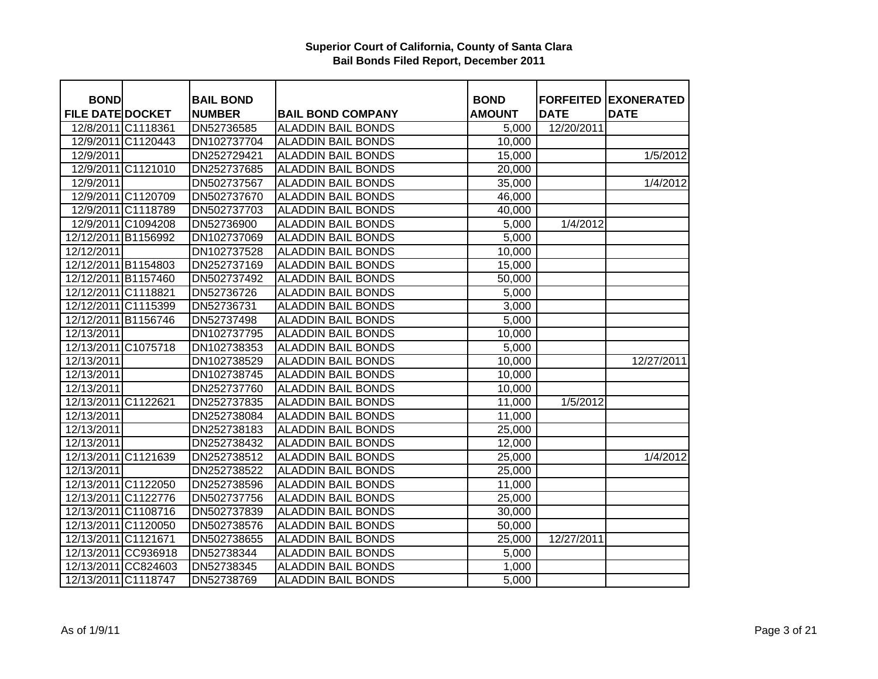**Superior Court of California, County of Santa Clara**
**Bail Bonds Filed Report, December 2011**

| BOND FILE DATE | DOCKET | BAIL BOND NUMBER | BAIL BOND COMPANY | BOND AMOUNT | FORFEITED DATE | EXONERATED DATE |
|---|---|---|---|---|---|---|
| 12/8/2011 | C1118361 | DN52736585 | ALADDIN BAIL BONDS | 5,000 | 12/20/2011 | |
| 12/9/2011 | C1120443 | DN102737704 | ALADDIN BAIL BONDS | 10,000 | | |
| 12/9/2011 | | DN252729421 | ALADDIN BAIL BONDS | 15,000 | | 1/5/2012 |
| 12/9/2011 | C1121010 | DN252737685 | ALADDIN BAIL BONDS | 20,000 | | |
| 12/9/2011 | | DN502737567 | ALADDIN BAIL BONDS | 35,000 | | 1/4/2012 |
| 12/9/2011 | C1120709 | DN502737670 | ALADDIN BAIL BONDS | 46,000 | | |
| 12/9/2011 | C1118789 | DN502737703 | ALADDIN BAIL BONDS | 40,000 | | |
| 12/9/2011 | C1094208 | DN52736900 | ALADDIN BAIL BONDS | 5,000 | 1/4/2012 | |
| 12/12/2011 | B1156992 | DN102737069 | ALADDIN BAIL BONDS | 5,000 | | |
| 12/12/2011 | | DN102737528 | ALADDIN BAIL BONDS | 10,000 | | |
| 12/12/2011 | B1154803 | DN252737169 | ALADDIN BAIL BONDS | 15,000 | | |
| 12/12/2011 | B1157460 | DN502737492 | ALADDIN BAIL BONDS | 50,000 | | |
| 12/12/2011 | C1118821 | DN52736726 | ALADDIN BAIL BONDS | 5,000 | | |
| 12/12/2011 | C1115399 | DN52736731 | ALADDIN BAIL BONDS | 3,000 | | |
| 12/12/2011 | B1156746 | DN52737498 | ALADDIN BAIL BONDS | 5,000 | | |
| 12/13/2011 | | DN102737795 | ALADDIN BAIL BONDS | 10,000 | | |
| 12/13/2011 | C1075718 | DN102738353 | ALADDIN BAIL BONDS | 5,000 | | |
| 12/13/2011 | | DN102738529 | ALADDIN BAIL BONDS | 10,000 | | 12/27/2011 |
| 12/13/2011 | | DN102738745 | ALADDIN BAIL BONDS | 10,000 | | |
| 12/13/2011 | | DN252737760 | ALADDIN BAIL BONDS | 10,000 | | |
| 12/13/2011 | C1122621 | DN252737835 | ALADDIN BAIL BONDS | 11,000 | 1/5/2012 | |
| 12/13/2011 | | DN252738084 | ALADDIN BAIL BONDS | 11,000 | | |
| 12/13/2011 | | DN252738183 | ALADDIN BAIL BONDS | 25,000 | | |
| 12/13/2011 | | DN252738432 | ALADDIN BAIL BONDS | 12,000 | | |
| 12/13/2011 | C1121639 | DN252738512 | ALADDIN BAIL BONDS | 25,000 | | 1/4/2012 |
| 12/13/2011 | | DN252738522 | ALADDIN BAIL BONDS | 25,000 | | |
| 12/13/2011 | C1122050 | DN252738596 | ALADDIN BAIL BONDS | 11,000 | | |
| 12/13/2011 | C1122776 | DN502737756 | ALADDIN BAIL BONDS | 25,000 | | |
| 12/13/2011 | C1108716 | DN502737839 | ALADDIN BAIL BONDS | 30,000 | | |
| 12/13/2011 | C1120050 | DN502738576 | ALADDIN BAIL BONDS | 50,000 | | |
| 12/13/2011 | C1121671 | DN502738655 | ALADDIN BAIL BONDS | 25,000 | 12/27/2011 | |
| 12/13/2011 | CC936918 | DN52738344 | ALADDIN BAIL BONDS | 5,000 | | |
| 12/13/2011 | CC824603 | DN52738345 | ALADDIN BAIL BONDS | 1,000 | | |
| 12/13/2011 | C1118747 | DN52738769 | ALADDIN BAIL BONDS | 5,000 | | |

As of 1/9/11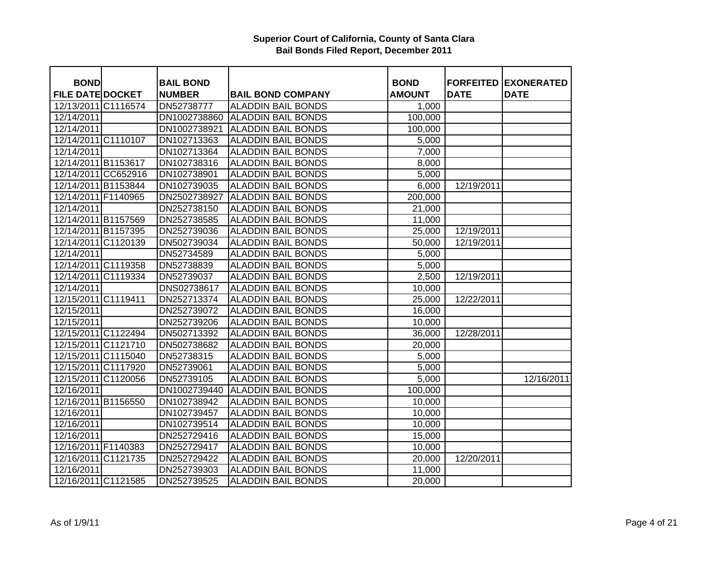**Superior Court of California, County of Santa Clara**
**Bail Bonds Filed Report, December 2011**

| BOND FILE DATE | DOCKET | BAIL BOND NUMBER | BAIL BOND COMPANY | BOND AMOUNT | FORFEITED DATE | EXONERATED DATE |
|---|---|---|---|---|---|---|
| 12/13/2011 | C1116574 | DN52738777 | ALADDIN BAIL BONDS | 1,000 | | |
| 12/14/2011 | | DN1002738860 | ALADDIN BAIL BONDS | 100,000 | | |
| 12/14/2011 | | DN1002738921 | ALADDIN BAIL BONDS | 100,000 | | |
| 12/14/2011 | C1110107 | DN102713363 | ALADDIN BAIL BONDS | 5,000 | | |
| 12/14/2011 | | DN102713364 | ALADDIN BAIL BONDS | 7,000 | | |
| 12/14/2011 | B1153617 | DN102738316 | ALADDIN BAIL BONDS | 8,000 | | |
| 12/14/2011 | CC652916 | DN102738901 | ALADDIN BAIL BONDS | 5,000 | | |
| 12/14/2011 | B1153844 | DN102739035 | ALADDIN BAIL BONDS | 6,000 | 12/19/2011 | |
| 12/14/2011 | F1140965 | DN2502738927 | ALADDIN BAIL BONDS | 200,000 | | |
| 12/14/2011 | | DN252738150 | ALADDIN BAIL BONDS | 21,000 | | |
| 12/14/2011 | B1157569 | DN252738585 | ALADDIN BAIL BONDS | 11,000 | | |
| 12/14/2011 | B1157395 | DN252739036 | ALADDIN BAIL BONDS | 25,000 | 12/19/2011 | |
| 12/14/2011 | C1120139 | DN502739034 | ALADDIN BAIL BONDS | 50,000 | 12/19/2011 | |
| 12/14/2011 | | DN52734589 | ALADDIN BAIL BONDS | 5,000 | | |
| 12/14/2011 | C1119358 | DN52738839 | ALADDIN BAIL BONDS | 5,000 | | |
| 12/14/2011 | C1119334 | DN52739037 | ALADDIN BAIL BONDS | 2,500 | 12/19/2011 | |
| 12/14/2011 | | DNS02738617 | ALADDIN BAIL BONDS | 10,000 | | |
| 12/15/2011 | C1119411 | DN252713374 | ALADDIN BAIL BONDS | 25,000 | 12/22/2011 | |
| 12/15/2011 | | DN252739072 | ALADDIN BAIL BONDS | 16,000 | | |
| 12/15/2011 | | DN252739206 | ALADDIN BAIL BONDS | 10,000 | | |
| 12/15/2011 | C1122494 | DN502713392 | ALADDIN BAIL BONDS | 36,000 | 12/28/2011 | |
| 12/15/2011 | C1121710 | DN502738682 | ALADDIN BAIL BONDS | 20,000 | | |
| 12/15/2011 | C1115040 | DN52738315 | ALADDIN BAIL BONDS | 5,000 | | |
| 12/15/2011 | C1117920 | DN52739061 | ALADDIN BAIL BONDS | 5,000 | | |
| 12/15/2011 | C1120056 | DN52739105 | ALADDIN BAIL BONDS | 5,000 | | 12/16/2011 |
| 12/16/2011 | | DN1002739440 | ALADDIN BAIL BONDS | 100,000 | | |
| 12/16/2011 | B1156550 | DN102738942 | ALADDIN BAIL BONDS | 10,000 | | |
| 12/16/2011 | | DN102739457 | ALADDIN BAIL BONDS | 10,000 | | |
| 12/16/2011 | | DN102739514 | ALADDIN BAIL BONDS | 10,000 | | |
| 12/16/2011 | | DN252729416 | ALADDIN BAIL BONDS | 15,000 | | |
| 12/16/2011 | F1140383 | DN252729417 | ALADDIN BAIL BONDS | 10,000 | | |
| 12/16/2011 | C1121735 | DN252729422 | ALADDIN BAIL BONDS | 20,000 | 12/20/2011 | |
| 12/16/2011 | | DN252739303 | ALADDIN BAIL BONDS | 11,000 | | |
| 12/16/2011 | C1121585 | DN252739525 | ALADDIN BAIL BONDS | 20,000 | | |

As of 1/9/11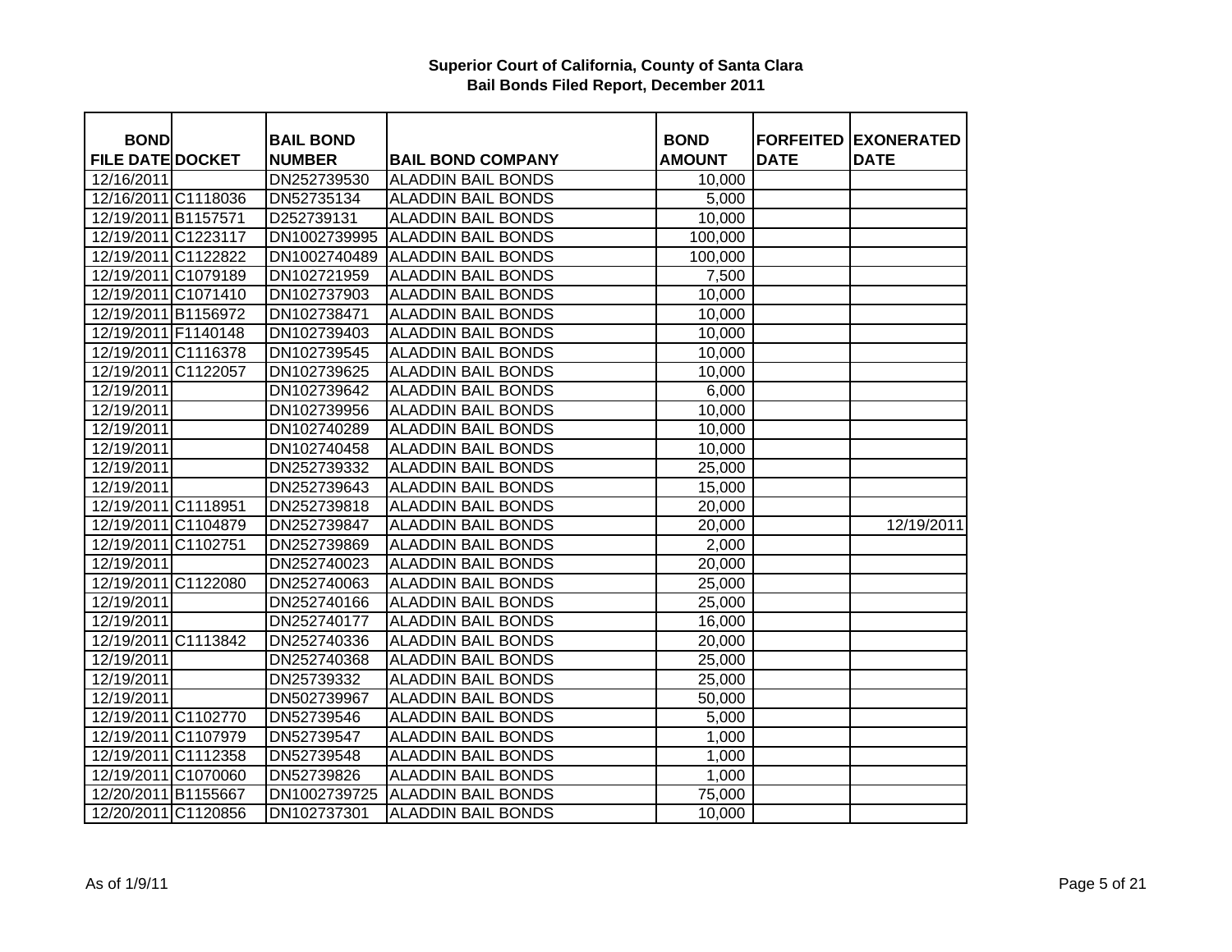## Superior Court of California, County of Santa Clara
## Bail Bonds Filed Report, December 2011

| BOND FILE DATE | DOCKET | BAIL BOND NUMBER | BAIL BOND COMPANY | BOND AMOUNT | FORFEITED DATE | EXONERATED DATE |
|---|---|---|---|---|---|---|
| 12/16/2011 | | DN252739530 | ALADDIN BAIL BONDS | 10,000 | | |
| 12/16/2011 | C1118036 | DN52735134 | ALADDIN BAIL BONDS | 5,000 | | |
| 12/19/2011 | B1157571 | D252739131 | ALADDIN BAIL BONDS | 10,000 | | |
| 12/19/2011 | C1223117 | DN1002739995 | ALADDIN BAIL BONDS | 100,000 | | |
| 12/19/2011 | C1122822 | DN1002740489 | ALADDIN BAIL BONDS | 100,000 | | |
| 12/19/2011 | C1079189 | DN102721959 | ALADDIN BAIL BONDS | 7,500 | | |
| 12/19/2011 | C1071410 | DN102737903 | ALADDIN BAIL BONDS | 10,000 | | |
| 12/19/2011 | B1156972 | DN102738471 | ALADDIN BAIL BONDS | 10,000 | | |
| 12/19/2011 | F1140148 | DN102739403 | ALADDIN BAIL BONDS | 10,000 | | |
| 12/19/2011 | C1116378 | DN102739545 | ALADDIN BAIL BONDS | 10,000 | | |
| 12/19/2011 | C1122057 | DN102739625 | ALADDIN BAIL BONDS | 10,000 | | |
| 12/19/2011 | | DN102739642 | ALADDIN BAIL BONDS | 6,000 | | |
| 12/19/2011 | | DN102739956 | ALADDIN BAIL BONDS | 10,000 | | |
| 12/19/2011 | | DN102740289 | ALADDIN BAIL BONDS | 10,000 | | |
| 12/19/2011 | | DN102740458 | ALADDIN BAIL BONDS | 10,000 | | |
| 12/19/2011 | | DN252739332 | ALADDIN BAIL BONDS | 25,000 | | |
| 12/19/2011 | | DN252739643 | ALADDIN BAIL BONDS | 15,000 | | |
| 12/19/2011 | C1118951 | DN252739818 | ALADDIN BAIL BONDS | 20,000 | | |
| 12/19/2011 | C1104879 | DN252739847 | ALADDIN BAIL BONDS | 20,000 | | 12/19/2011 |
| 12/19/2011 | C1102751 | DN252739869 | ALADDIN BAIL BONDS | 2,000 | | |
| 12/19/2011 | | DN252740023 | ALADDIN BAIL BONDS | 20,000 | | |
| 12/19/2011 | C1122080 | DN252740063 | ALADDIN BAIL BONDS | 25,000 | | |
| 12/19/2011 | | DN252740166 | ALADDIN BAIL BONDS | 25,000 | | |
| 12/19/2011 | | DN252740177 | ALADDIN BAIL BONDS | 16,000 | | |
| 12/19/2011 | C1113842 | DN252740336 | ALADDIN BAIL BONDS | 20,000 | | |
| 12/19/2011 | | DN252740368 | ALADDIN BAIL BONDS | 25,000 | | |
| 12/19/2011 | | DN25739332 | ALADDIN BAIL BONDS | 25,000 | | |
| 12/19/2011 | | DN502739967 | ALADDIN BAIL BONDS | 50,000 | | |
| 12/19/2011 | C1102770 | DN52739546 | ALADDIN BAIL BONDS | 5,000 | | |
| 12/19/2011 | C1107979 | DN52739547 | ALADDIN BAIL BONDS | 1,000 | | |
| 12/19/2011 | C1112358 | DN52739548 | ALADDIN BAIL BONDS | 1,000 | | |
| 12/19/2011 | C1070060 | DN52739826 | ALADDIN BAIL BONDS | 1,000 | | |
| 12/20/2011 | B1155667 | DN1002739725 | ALADDIN BAIL BONDS | 75,000 | | |
| 12/20/2011 | C1120856 | DN102737301 | ALADDIN BAIL BONDS | 10,000 | | |

As of 1/9/11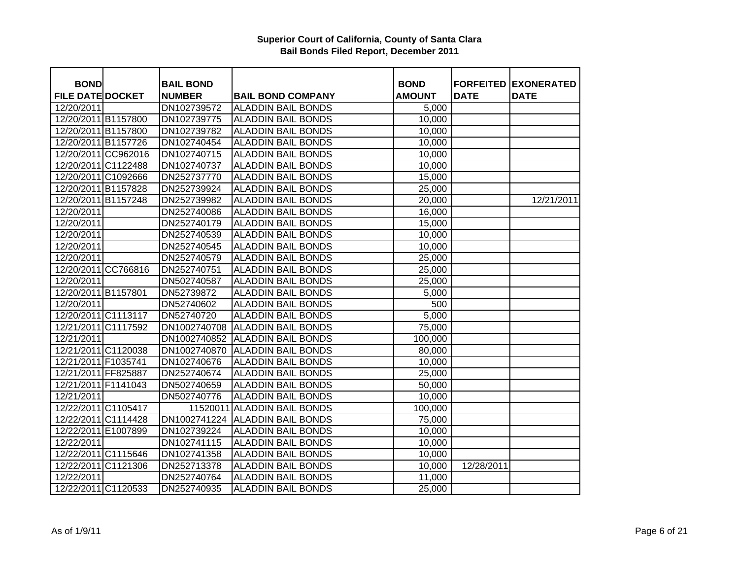**Superior Court of California, County of Santa Clara**
**Bail Bonds Filed Report, December 2011**

| BOND FILE DATE | DOCKET | BAIL BOND NUMBER | BAIL BOND COMPANY | BOND AMOUNT | FORFEITED DATE | EXONERATED DATE |
|---|---|---|---|---|---|---|
| 12/20/2011 | | DN102739572 | ALADDIN BAIL BONDS | 5,000 | | |
| 12/20/2011 | B1157800 | DN102739775 | ALADDIN BAIL BONDS | 10,000 | | |
| 12/20/2011 | B1157800 | DN102739782 | ALADDIN BAIL BONDS | 10,000 | | |
| 12/20/2011 | B1157726 | DN102740454 | ALADDIN BAIL BONDS | 10,000 | | |
| 12/20/2011 | CC962016 | DN102740715 | ALADDIN BAIL BONDS | 10,000 | | |
| 12/20/2011 | C1122488 | DN102740737 | ALADDIN BAIL BONDS | 10,000 | | |
| 12/20/2011 | C1092666 | DN252737770 | ALADDIN BAIL BONDS | 15,000 | | |
| 12/20/2011 | B1157828 | DN252739924 | ALADDIN BAIL BONDS | 25,000 | | |
| 12/20/2011 | B1157248 | DN252739982 | ALADDIN BAIL BONDS | 20,000 | | 12/21/2011 |
| 12/20/2011 | | DN252740086 | ALADDIN BAIL BONDS | 16,000 | | |
| 12/20/2011 | | DN252740179 | ALADDIN BAIL BONDS | 15,000 | | |
| 12/20/2011 | | DN252740539 | ALADDIN BAIL BONDS | 10,000 | | |
| 12/20/2011 | | DN252740545 | ALADDIN BAIL BONDS | 10,000 | | |
| 12/20/2011 | | DN252740579 | ALADDIN BAIL BONDS | 25,000 | | |
| 12/20/2011 | CC766816 | DN252740751 | ALADDIN BAIL BONDS | 25,000 | | |
| 12/20/2011 | | DN502740587 | ALADDIN BAIL BONDS | 25,000 | | |
| 12/20/2011 | B1157801 | DN52739872 | ALADDIN BAIL BONDS | 5,000 | | |
| 12/20/2011 | | DN52740602 | ALADDIN BAIL BONDS | 500 | | |
| 12/20/2011 | C1113117 | DN52740720 | ALADDIN BAIL BONDS | 5,000 | | |
| 12/21/2011 | C1117592 | DN1002740708 | ALADDIN BAIL BONDS | 75,000 | | |
| 12/21/2011 | | DN1002740852 | ALADDIN BAIL BONDS | 100,000 | | |
| 12/21/2011 | C1120038 | DN1002740870 | ALADDIN BAIL BONDS | 80,000 | | |
| 12/21/2011 | F1035741 | DN102740676 | ALADDIN BAIL BONDS | 10,000 | | |
| 12/21/2011 | FF825887 | DN252740674 | ALADDIN BAIL BONDS | 25,000 | | |
| 12/21/2011 | F1141043 | DN502740659 | ALADDIN BAIL BONDS | 50,000 | | |
| 12/21/2011 | | DN502740776 | ALADDIN BAIL BONDS | 10,000 | | |
| 12/22/2011 | C1105417 | 11520011 | ALADDIN BAIL BONDS | 100,000 | | |
| 12/22/2011 | C1114428 | DN1002741224 | ALADDIN BAIL BONDS | 75,000 | | |
| 12/22/2011 | E1007899 | DN102739224 | ALADDIN BAIL BONDS | 10,000 | | |
| 12/22/2011 | | DN102741115 | ALADDIN BAIL BONDS | 10,000 | | |
| 12/22/2011 | C1115646 | DN102741358 | ALADDIN BAIL BONDS | 10,000 | | |
| 12/22/2011 | C1121306 | DN252713378 | ALADDIN BAIL BONDS | 10,000 | 12/28/2011 | |
| 12/22/2011 | | DN252740764 | ALADDIN BAIL BONDS | 11,000 | | |
| 12/22/2011 | C1120533 | DN252740935 | ALADDIN BAIL BONDS | 25,000 | | |

As of 1/9/11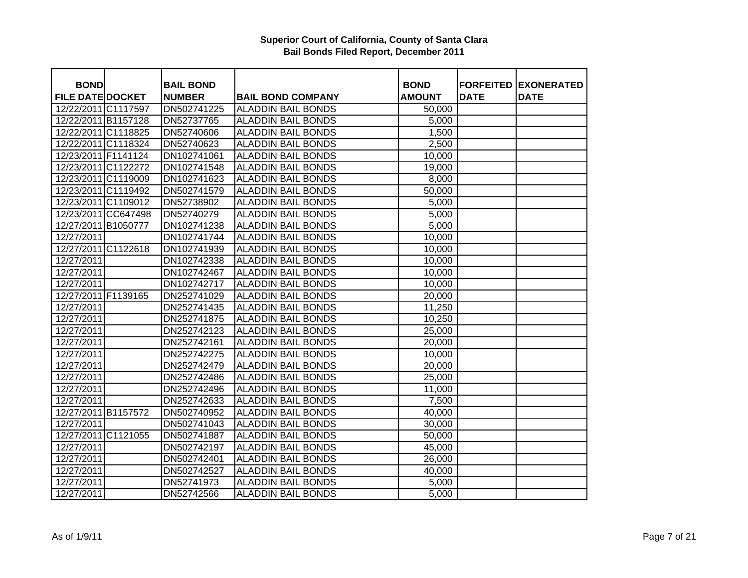**Superior Court of California, County of Santa Clara**
**Bail Bonds Filed Report, December 2011**

| BOND FILE DATE | DOCKET | BAIL BOND NUMBER | BAIL BOND COMPANY | BOND AMOUNT | FORFEITED DATE | EXONERATED DATE |
|---|---|---|---|---|---|---|
| 12/22/2011 | C1117597 | DN502741225 | ALADDIN BAIL BONDS | 50,000 | | |
| 12/22/2011 | B1157128 | DN52737765 | ALADDIN BAIL BONDS | 5,000 | | |
| 12/22/2011 | C1118825 | DN52740606 | ALADDIN BAIL BONDS | 1,500 | | |
| 12/22/2011 | C1118324 | DN52740623 | ALADDIN BAIL BONDS | 2,500 | | |
| 12/23/2011 | F1141124 | DN102741061 | ALADDIN BAIL BONDS | 10,000 | | |
| 12/23/2011 | C1122272 | DN102741548 | ALADDIN BAIL BONDS | 19,000 | | |
| 12/23/2011 | C1119009 | DN102741623 | ALADDIN BAIL BONDS | 8,000 | | |
| 12/23/2011 | C1119492 | DN502741579 | ALADDIN BAIL BONDS | 50,000 | | |
| 12/23/2011 | C1109012 | DN52738902 | ALADDIN BAIL BONDS | 5,000 | | |
| 12/23/2011 | CC647498 | DN52740279 | ALADDIN BAIL BONDS | 5,000 | | |
| 12/27/2011 | B1050777 | DN102741238 | ALADDIN BAIL BONDS | 5,000 | | |
| 12/27/2011 | | DN102741744 | ALADDIN BAIL BONDS | 10,000 | | |
| 12/27/2011 | C1122618 | DN102741939 | ALADDIN BAIL BONDS | 10,000 | | |
| 12/27/2011 | | DN102742338 | ALADDIN BAIL BONDS | 10,000 | | |
| 12/27/2011 | | DN102742467 | ALADDIN BAIL BONDS | 10,000 | | |
| 12/27/2011 | | DN102742717 | ALADDIN BAIL BONDS | 10,000 | | |
| 12/27/2011 | F1139165 | DN252741029 | ALADDIN BAIL BONDS | 20,000 | | |
| 12/27/2011 | | DN252741435 | ALADDIN BAIL BONDS | 11,250 | | |
| 12/27/2011 | | DN252741875 | ALADDIN BAIL BONDS | 10,250 | | |
| 12/27/2011 | | DN252742123 | ALADDIN BAIL BONDS | 25,000 | | |
| 12/27/2011 | | DN252742161 | ALADDIN BAIL BONDS | 20,000 | | |
| 12/27/2011 | | DN252742275 | ALADDIN BAIL BONDS | 10,000 | | |
| 12/27/2011 | | DN252742479 | ALADDIN BAIL BONDS | 20,000 | | |
| 12/27/2011 | | DN252742486 | ALADDIN BAIL BONDS | 25,000 | | |
| 12/27/2011 | | DN252742496 | ALADDIN BAIL BONDS | 11,000 | | |
| 12/27/2011 | | DN252742633 | ALADDIN BAIL BONDS | 7,500 | | |
| 12/27/2011 | B1157572 | DN502740952 | ALADDIN BAIL BONDS | 40,000 | | |
| 12/27/2011 | | DN502741043 | ALADDIN BAIL BONDS | 30,000 | | |
| 12/27/2011 | C1121055 | DN502741887 | ALADDIN BAIL BONDS | 50,000 | | |
| 12/27/2011 | | DN502742197 | ALADDIN BAIL BONDS | 45,000 | | |
| 12/27/2011 | | DN502742401 | ALADDIN BAIL BONDS | 26,000 | | |
| 12/27/2011 | | DN502742527 | ALADDIN BAIL BONDS | 40,000 | | |
| 12/27/2011 | | DN52741973 | ALADDIN BAIL BONDS | 5,000 | | |
| 12/27/2011 | | DN52742566 | ALADDIN BAIL BONDS | 5,000 | | |

As of 1/9/11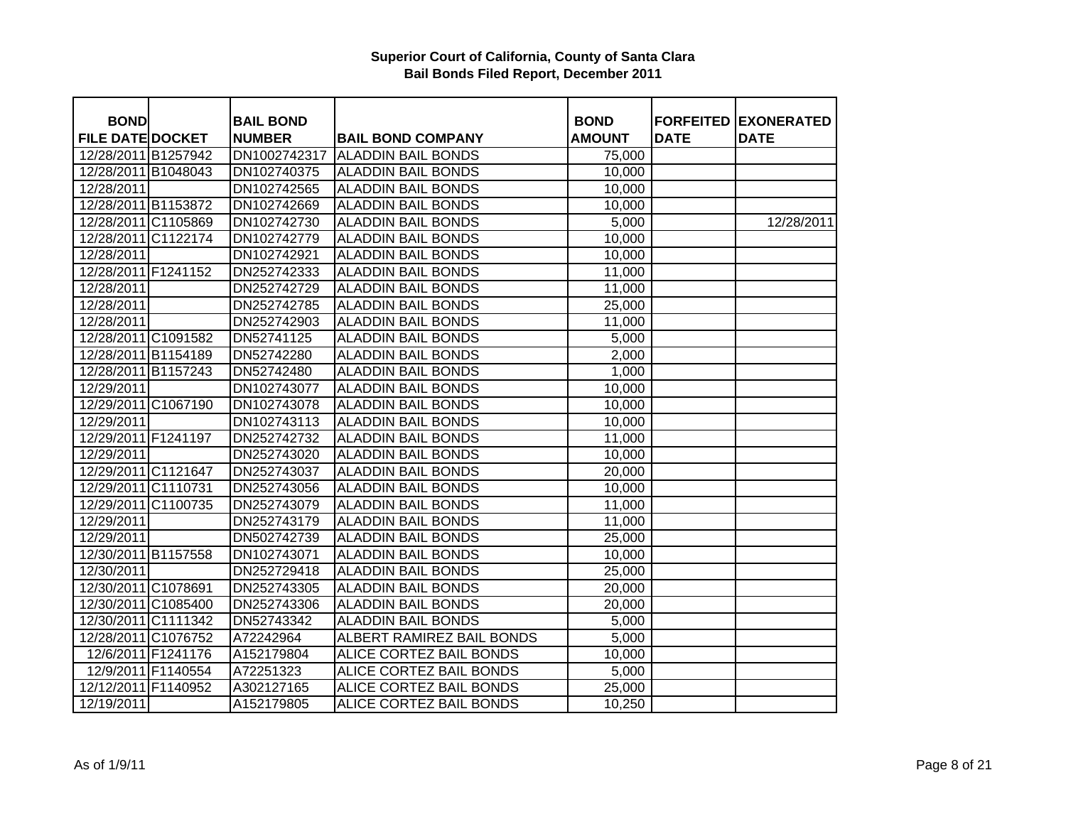**Superior Court of California, County of Santa Clara**
**Bail Bonds Filed Report, December 2011**

| BOND FILE DATE | DOCKET | BAIL BOND NUMBER | BAIL BOND COMPANY | BOND AMOUNT | FORFEITED DATE | EXONERATED DATE |
|---|---|---|---|---|---|---|
| 12/28/2011 | B1257942 | DN1002742317 | ALADDIN BAIL BONDS | 75,000 | | |
| 12/28/2011 | B1048043 | DN102740375 | ALADDIN BAIL BONDS | 10,000 | | |
| 12/28/2011 | | DN102742565 | ALADDIN BAIL BONDS | 10,000 | | |
| 12/28/2011 | B1153872 | DN102742669 | ALADDIN BAIL BONDS | 10,000 | | |
| 12/28/2011 | C1105869 | DN102742730 | ALADDIN BAIL BONDS | 5,000 | | 12/28/2011 |
| 12/28/2011 | C1122174 | DN102742779 | ALADDIN BAIL BONDS | 10,000 | | |
| 12/28/2011 | | DN102742921 | ALADDIN BAIL BONDS | 10,000 | | |
| 12/28/2011 | F1241152 | DN252742333 | ALADDIN BAIL BONDS | 11,000 | | |
| 12/28/2011 | | DN252742729 | ALADDIN BAIL BONDS | 11,000 | | |
| 12/28/2011 | | DN252742785 | ALADDIN BAIL BONDS | 25,000 | | |
| 12/28/2011 | | DN252742903 | ALADDIN BAIL BONDS | 11,000 | | |
| 12/28/2011 | C1091582 | DN52741125 | ALADDIN BAIL BONDS | 5,000 | | |
| 12/28/2011 | B1154189 | DN52742280 | ALADDIN BAIL BONDS | 2,000 | | |
| 12/28/2011 | B1157243 | DN52742480 | ALADDIN BAIL BONDS | 1,000 | | |
| 12/29/2011 | | DN102743077 | ALADDIN BAIL BONDS | 10,000 | | |
| 12/29/2011 | C1067190 | DN102743078 | ALADDIN BAIL BONDS | 10,000 | | |
| 12/29/2011 | | DN102743113 | ALADDIN BAIL BONDS | 10,000 | | |
| 12/29/2011 | F1241197 | DN252742732 | ALADDIN BAIL BONDS | 11,000 | | |
| 12/29/2011 | | DN252743020 | ALADDIN BAIL BONDS | 10,000 | | |
| 12/29/2011 | C1121647 | DN252743037 | ALADDIN BAIL BONDS | 20,000 | | |
| 12/29/2011 | C1110731 | DN252743056 | ALADDIN BAIL BONDS | 10,000 | | |
| 12/29/2011 | C1100735 | DN252743079 | ALADDIN BAIL BONDS | 11,000 | | |
| 12/29/2011 | | DN252743179 | ALADDIN BAIL BONDS | 11,000 | | |
| 12/29/2011 | | DN502742739 | ALADDIN BAIL BONDS | 25,000 | | |
| 12/30/2011 | B1157558 | DN102743071 | ALADDIN BAIL BONDS | 10,000 | | |
| 12/30/2011 | | DN252729418 | ALADDIN BAIL BONDS | 25,000 | | |
| 12/30/2011 | C1078691 | DN252743305 | ALADDIN BAIL BONDS | 20,000 | | |
| 12/30/2011 | C1085400 | DN252743306 | ALADDIN BAIL BONDS | 20,000 | | |
| 12/30/2011 | C1111342 | DN52743342 | ALADDIN BAIL BONDS | 5,000 | | |
| 12/28/2011 | C1076752 | A72242964 | ALBERT RAMIREZ BAIL BONDS | 5,000 | | |
| 12/6/2011 | F1241176 | A152179804 | ALICE CORTEZ BAIL BONDS | 10,000 | | |
| 12/9/2011 | F1140554 | A72251323 | ALICE CORTEZ BAIL BONDS | 5,000 | | |
| 12/12/2011 | F1140952 | A302127165 | ALICE CORTEZ BAIL BONDS | 25,000 | | |
| 12/19/2011 | | A152179805 | ALICE CORTEZ BAIL BONDS | 10,250 | | |

As of 1/9/11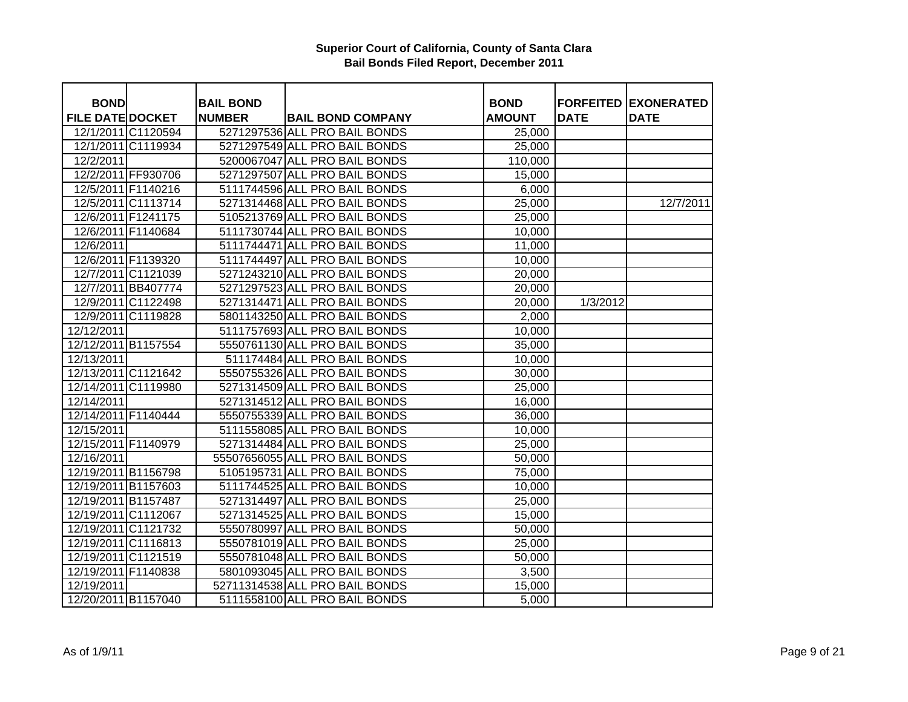**Superior Court of California, County of Santa Clara**
**Bail Bonds Filed Report, December 2011**

| BOND FILE DATE | DOCKET | BAIL BOND NUMBER | BAIL BOND COMPANY | BOND AMOUNT | FORFEITED DATE | EXONERATED DATE |
|---|---|---|---|---|---|---|
| 12/1/2011 | C1120594 | 5271297536 | ALL PRO BAIL BONDS | 25,000 | | |
| 12/1/2011 | C1119934 | 5271297549 | ALL PRO BAIL BONDS | 25,000 | | |
| 12/2/2011 | | 5200067047 | ALL PRO BAIL BONDS | 110,000 | | |
| 12/2/2011 | FF930706 | 5271297507 | ALL PRO BAIL BONDS | 15,000 | | |
| 12/5/2011 | F1140216 | 5111744596 | ALL PRO BAIL BONDS | 6,000 | | |
| 12/5/2011 | C1113714 | 5271314468 | ALL PRO BAIL BONDS | 25,000 | | 12/7/2011 |
| 12/6/2011 | F1241175 | 5105213769 | ALL PRO BAIL BONDS | 25,000 | | |
| 12/6/2011 | F1140684 | 5111730744 | ALL PRO BAIL BONDS | 10,000 | | |
| 12/6/2011 | | 5111744471 | ALL PRO BAIL BONDS | 11,000 | | |
| 12/6/2011 | F1139320 | 5111744497 | ALL PRO BAIL BONDS | 10,000 | | |
| 12/7/2011 | C1121039 | 5271243210 | ALL PRO BAIL BONDS | 20,000 | | |
| 12/7/2011 | BB407774 | 5271297523 | ALL PRO BAIL BONDS | 20,000 | | |
| 12/9/2011 | C1122498 | 5271314471 | ALL PRO BAIL BONDS | 20,000 | 1/3/2012 | |
| 12/9/2011 | C1119828 | 5801143250 | ALL PRO BAIL BONDS | 2,000 | | |
| 12/12/2011 | | 5111757693 | ALL PRO BAIL BONDS | 10,000 | | |
| 12/12/2011 | B1157554 | 5550761130 | ALL PRO BAIL BONDS | 35,000 | | |
| 12/13/2011 | | 511174484 | ALL PRO BAIL BONDS | 10,000 | | |
| 12/13/2011 | C1121642 | 5550755326 | ALL PRO BAIL BONDS | 30,000 | | |
| 12/14/2011 | C1119980 | 5271314509 | ALL PRO BAIL BONDS | 25,000 | | |
| 12/14/2011 | | 5271314512 | ALL PRO BAIL BONDS | 16,000 | | |
| 12/14/2011 | F1140444 | 5550755339 | ALL PRO BAIL BONDS | 36,000 | | |
| 12/15/2011 | | 5111558085 | ALL PRO BAIL BONDS | 10,000 | | |
| 12/15/2011 | F1140979 | 5271314484 | ALL PRO BAIL BONDS | 25,000 | | |
| 12/16/2011 | | 55507656055 | ALL PRO BAIL BONDS | 50,000 | | |
| 12/19/2011 | B1156798 | 5105195731 | ALL PRO BAIL BONDS | 75,000 | | |
| 12/19/2011 | B1157603 | 5111744525 | ALL PRO BAIL BONDS | 10,000 | | |
| 12/19/2011 | B1157487 | 5271314497 | ALL PRO BAIL BONDS | 25,000 | | |
| 12/19/2011 | C1112067 | 5271314525 | ALL PRO BAIL BONDS | 15,000 | | |
| 12/19/2011 | C1121732 | 5550780997 | ALL PRO BAIL BONDS | 50,000 | | |
| 12/19/2011 | C1116813 | 5550781019 | ALL PRO BAIL BONDS | 25,000 | | |
| 12/19/2011 | C1121519 | 5550781048 | ALL PRO BAIL BONDS | 50,000 | | |
| 12/19/2011 | F1140838 | 5801093045 | ALL PRO BAIL BONDS | 3,500 | | |
| 12/19/2011 | | 52711314538 | ALL PRO BAIL BONDS | 15,000 | | |
| 12/20/2011 | B1157040 | 5111558100 | ALL PRO BAIL BONDS | 5,000 | | |

As of 1/9/11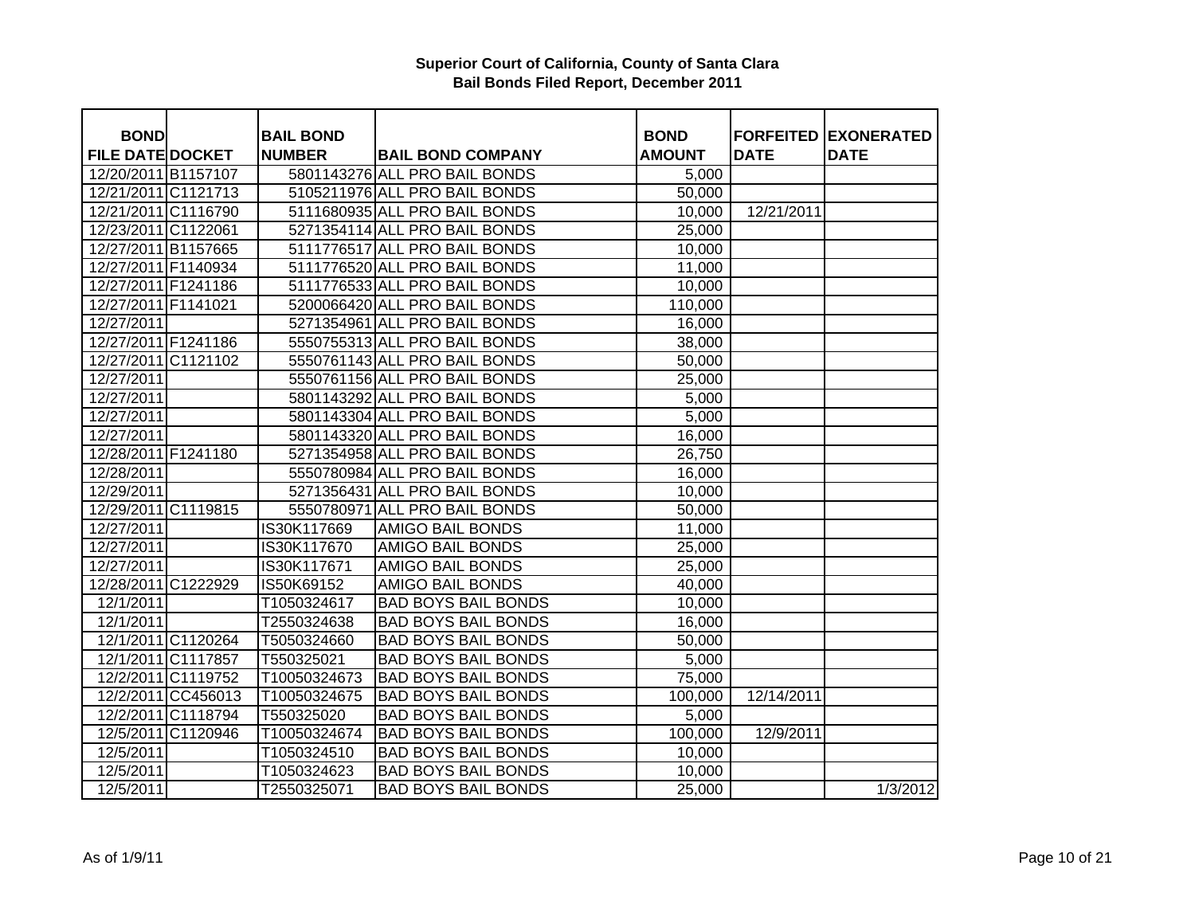**Superior Court of California, County of Santa Clara**
**Bail Bonds Filed Report, December 2011**

| BOND FILE DATE | DOCKET | BAIL BOND NUMBER | BAIL BOND COMPANY | BOND AMOUNT | FORFEITED DATE | EXONERATED DATE |
|---|---|---|---|---|---|---|
| 12/20/2011 | B1157107 | 5801143276 | ALL PRO BAIL BONDS | 5,000 | | |
| 12/21/2011 | C1121713 | 5105211976 | ALL PRO BAIL BONDS | 50,000 | | |
| 12/21/2011 | C1116790 | 5111680935 | ALL PRO BAIL BONDS | 10,000 | 12/21/2011 | |
| 12/23/2011 | C1122061 | 5271354114 | ALL PRO BAIL BONDS | 25,000 | | |
| 12/27/2011 | B1157665 | 5111776517 | ALL PRO BAIL BONDS | 10,000 | | |
| 12/27/2011 | F1140934 | 5111776520 | ALL PRO BAIL BONDS | 11,000 | | |
| 12/27/2011 | F1241186 | 5111776533 | ALL PRO BAIL BONDS | 10,000 | | |
| 12/27/2011 | F1141021 | 5200066420 | ALL PRO BAIL BONDS | 110,000 | | |
| 12/27/2011 | | 5271354961 | ALL PRO BAIL BONDS | 16,000 | | |
| 12/27/2011 | F1241186 | 5550755313 | ALL PRO BAIL BONDS | 38,000 | | |
| 12/27/2011 | C1121102 | 5550761143 | ALL PRO BAIL BONDS | 50,000 | | |
| 12/27/2011 | | 5550761156 | ALL PRO BAIL BONDS | 25,000 | | |
| 12/27/2011 | | 5801143292 | ALL PRO BAIL BONDS | 5,000 | | |
| 12/27/2011 | | 5801143304 | ALL PRO BAIL BONDS | 5,000 | | |
| 12/27/2011 | | 5801143320 | ALL PRO BAIL BONDS | 16,000 | | |
| 12/28/2011 | F1241180 | 5271354958 | ALL PRO BAIL BONDS | 26,750 | | |
| 12/28/2011 | | 5550780984 | ALL PRO BAIL BONDS | 16,000 | | |
| 12/29/2011 | | 5271356431 | ALL PRO BAIL BONDS | 10,000 | | |
| 12/29/2011 | C1119815 | 5550780971 | ALL PRO BAIL BONDS | 50,000 | | |
| 12/27/2011 | | IS30K117669 | AMIGO BAIL BONDS | 11,000 | | |
| 12/27/2011 | | IS30K117670 | AMIGO BAIL BONDS | 25,000 | | |
| 12/27/2011 | | IS30K117671 | AMIGO BAIL BONDS | 25,000 | | |
| 12/28/2011 | C1222929 | IS50K69152 | AMIGO BAIL BONDS | 40,000 | | |
| 12/1/2011 | | T1050324617 | BAD BOYS BAIL BONDS | 10,000 | | |
| 12/1/2011 | | T2550324638 | BAD BOYS BAIL BONDS | 16,000 | | |
| 12/1/2011 | C1120264 | T5050324660 | BAD BOYS BAIL BONDS | 50,000 | | |
| 12/1/2011 | C1117857 | T550325021 | BAD BOYS BAIL BONDS | 5,000 | | |
| 12/2/2011 | C1119752 | T10050324673 | BAD BOYS BAIL BONDS | 75,000 | | |
| 12/2/2011 | CC456013 | T10050324675 | BAD BOYS BAIL BONDS | 100,000 | 12/14/2011 | |
| 12/2/2011 | C1118794 | T550325020 | BAD BOYS BAIL BONDS | 5,000 | | |
| 12/5/2011 | C1120946 | T10050324674 | BAD BOYS BAIL BONDS | 100,000 | 12/9/2011 | |
| 12/5/2011 | | T1050324510 | BAD BOYS BAIL BONDS | 10,000 | | |
| 12/5/2011 | | T1050324623 | BAD BOYS BAIL BONDS | 10,000 | | |
| 12/5/2011 | | T2550325071 | BAD BOYS BAIL BONDS | 25,000 | | 1/3/2012 |

As of 1/9/11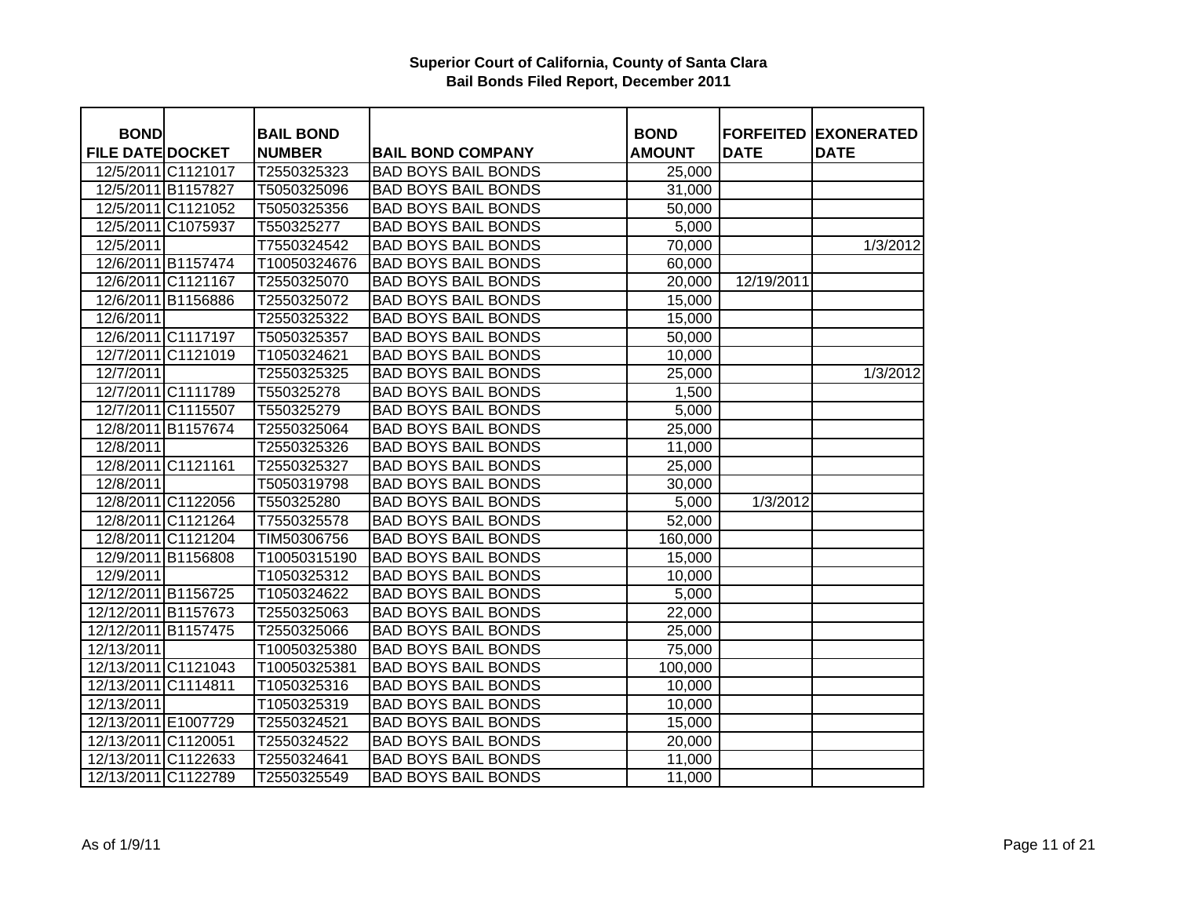**Superior Court of California, County of Santa Clara**
**Bail Bonds Filed Report, December 2011**

| BOND FILE DATE | DOCKET | BAIL BOND NUMBER | BAIL BOND COMPANY | BOND AMOUNT | FORFEITED DATE | EXONERATED DATE |
|---|---|---|---|---|---|---|
| 12/5/2011 | C1121017 | T2550325323 | BAD BOYS BAIL BONDS | 25,000 | | |
| 12/5/2011 | B1157827 | T5050325096 | BAD BOYS BAIL BONDS | 31,000 | | |
| 12/5/2011 | C1121052 | T5050325356 | BAD BOYS BAIL BONDS | 50,000 | | |
| 12/5/2011 | C1075937 | T550325277 | BAD BOYS BAIL BONDS | 5,000 | | |
| 12/5/2011 | | T7550324542 | BAD BOYS BAIL BONDS | 70,000 | | 1/3/2012 |
| 12/6/2011 | B1157474 | T10050324676 | BAD BOYS BAIL BONDS | 60,000 | | |
| 12/6/2011 | C1121167 | T2550325070 | BAD BOYS BAIL BONDS | 20,000 | 12/19/2011 | |
| 12/6/2011 | B1156886 | T2550325072 | BAD BOYS BAIL BONDS | 15,000 | | |
| 12/6/2011 | | T2550325322 | BAD BOYS BAIL BONDS | 15,000 | | |
| 12/6/2011 | C1117197 | T5050325357 | BAD BOYS BAIL BONDS | 50,000 | | |
| 12/7/2011 | C1121019 | T1050324621 | BAD BOYS BAIL BONDS | 10,000 | | |
| 12/7/2011 | | T2550325325 | BAD BOYS BAIL BONDS | 25,000 | | 1/3/2012 |
| 12/7/2011 | C1111789 | T550325278 | BAD BOYS BAIL BONDS | 1,500 | | |
| 12/7/2011 | C1115507 | T550325279 | BAD BOYS BAIL BONDS | 5,000 | | |
| 12/8/2011 | B1157674 | T2550325064 | BAD BOYS BAIL BONDS | 25,000 | | |
| 12/8/2011 | | T2550325326 | BAD BOYS BAIL BONDS | 11,000 | | |
| 12/8/2011 | C1121161 | T2550325327 | BAD BOYS BAIL BONDS | 25,000 | | |
| 12/8/2011 | | T5050319798 | BAD BOYS BAIL BONDS | 30,000 | | |
| 12/8/2011 | C1122056 | T550325280 | BAD BOYS BAIL BONDS | 5,000 | 1/3/2012 | |
| 12/8/2011 | C1121264 | T7550325578 | BAD BOYS BAIL BONDS | 52,000 | | |
| 12/8/2011 | C1121204 | TIM50306756 | BAD BOYS BAIL BONDS | 160,000 | | |
| 12/9/2011 | B1156808 | T10050315190 | BAD BOYS BAIL BONDS | 15,000 | | |
| 12/9/2011 | | T1050325312 | BAD BOYS BAIL BONDS | 10,000 | | |
| 12/12/2011 | B1156725 | T1050324622 | BAD BOYS BAIL BONDS | 5,000 | | |
| 12/12/2011 | B1157673 | T2550325063 | BAD BOYS BAIL BONDS | 22,000 | | |
| 12/12/2011 | B1157475 | T2550325066 | BAD BOYS BAIL BONDS | 25,000 | | |
| 12/13/2011 | | T10050325380 | BAD BOYS BAIL BONDS | 75,000 | | |
| 12/13/2011 | C1121043 | T10050325381 | BAD BOYS BAIL BONDS | 100,000 | | |
| 12/13/2011 | C1114811 | T1050325316 | BAD BOYS BAIL BONDS | 10,000 | | |
| 12/13/2011 | | T1050325319 | BAD BOYS BAIL BONDS | 10,000 | | |
| 12/13/2011 | E1007729 | T2550324521 | BAD BOYS BAIL BONDS | 15,000 | | |
| 12/13/2011 | C1120051 | T2550324522 | BAD BOYS BAIL BONDS | 20,000 | | |
| 12/13/2011 | C1122633 | T2550324641 | BAD BOYS BAIL BONDS | 11,000 | | |
| 12/13/2011 | C1122789 | T2550325549 | BAD BOYS BAIL BONDS | 11,000 | | |

As of 1/9/11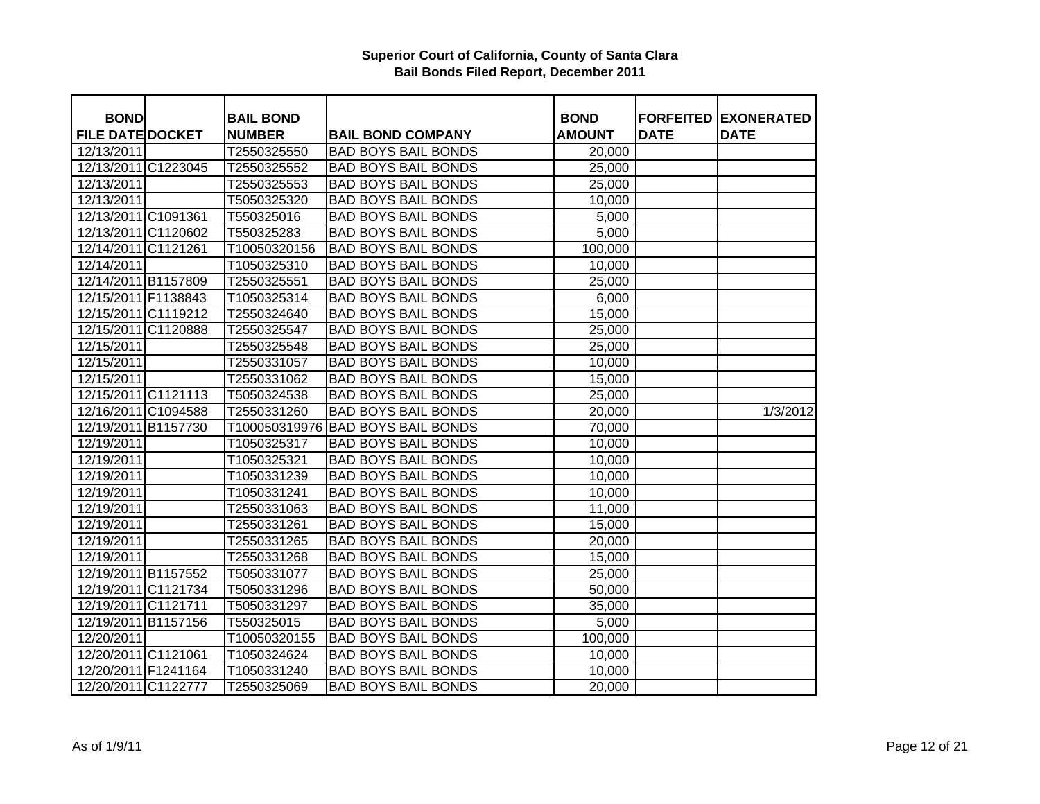**Superior Court of California, County of Santa Clara**
**Bail Bonds Filed Report, December 2011**

| BOND FILE DATE | DOCKET | BAIL BOND NUMBER | BAIL BOND COMPANY | BOND AMOUNT | FORFEITED DATE | EXONERATED DATE |
|---|---|---|---|---|---|---|
| 12/13/2011 | | T2550325550 | BAD BOYS BAIL BONDS | 20,000 | | |
| 12/13/2011 | C1223045 | T2550325552 | BAD BOYS BAIL BONDS | 25,000 | | |
| 12/13/2011 | | T2550325553 | BAD BOYS BAIL BONDS | 25,000 | | |
| 12/13/2011 | | T5050325320 | BAD BOYS BAIL BONDS | 10,000 | | |
| 12/13/2011 | C1091361 | T550325016 | BAD BOYS BAIL BONDS | 5,000 | | |
| 12/13/2011 | C1120602 | T550325283 | BAD BOYS BAIL BONDS | 5,000 | | |
| 12/14/2011 | C1121261 | T10050320156 | BAD BOYS BAIL BONDS | 100,000 | | |
| 12/14/2011 | | T1050325310 | BAD BOYS BAIL BONDS | 10,000 | | |
| 12/14/2011 | B1157809 | T2550325551 | BAD BOYS BAIL BONDS | 25,000 | | |
| 12/15/2011 | F1138843 | T1050325314 | BAD BOYS BAIL BONDS | 6,000 | | |
| 12/15/2011 | C1119212 | T2550324640 | BAD BOYS BAIL BONDS | 15,000 | | |
| 12/15/2011 | C1120888 | T2550325547 | BAD BOYS BAIL BONDS | 25,000 | | |
| 12/15/2011 | | T2550325548 | BAD BOYS BAIL BONDS | 25,000 | | |
| 12/15/2011 | | T2550331057 | BAD BOYS BAIL BONDS | 10,000 | | |
| 12/15/2011 | | T2550331062 | BAD BOYS BAIL BONDS | 15,000 | | |
| 12/15/2011 | C1121113 | T5050324538 | BAD BOYS BAIL BONDS | 25,000 | | |
| 12/16/2011 | C1094588 | T2550331260 | BAD BOYS BAIL BONDS | 20,000 | | 1/3/2012 |
| 12/19/2011 | B1157730 | T100050319976 | BAD BOYS BAIL BONDS | 70,000 | | |
| 12/19/2011 | | T1050325317 | BAD BOYS BAIL BONDS | 10,000 | | |
| 12/19/2011 | | T1050325321 | BAD BOYS BAIL BONDS | 10,000 | | |
| 12/19/2011 | | T1050331239 | BAD BOYS BAIL BONDS | 10,000 | | |
| 12/19/2011 | | T1050331241 | BAD BOYS BAIL BONDS | 10,000 | | |
| 12/19/2011 | | T2550331063 | BAD BOYS BAIL BONDS | 11,000 | | |
| 12/19/2011 | | T2550331261 | BAD BOYS BAIL BONDS | 15,000 | | |
| 12/19/2011 | | T2550331265 | BAD BOYS BAIL BONDS | 20,000 | | |
| 12/19/2011 | | T2550331268 | BAD BOYS BAIL BONDS | 15,000 | | |
| 12/19/2011 | B1157552 | T5050331077 | BAD BOYS BAIL BONDS | 25,000 | | |
| 12/19/2011 | C1121734 | T5050331296 | BAD BOYS BAIL BONDS | 50,000 | | |
| 12/19/2011 | C1121711 | T5050331297 | BAD BOYS BAIL BONDS | 35,000 | | |
| 12/19/2011 | B1157156 | T550325015 | BAD BOYS BAIL BONDS | 5,000 | | |
| 12/20/2011 | | T10050320155 | BAD BOYS BAIL BONDS | 100,000 | | |
| 12/20/2011 | C1121061 | T1050324624 | BAD BOYS BAIL BONDS | 10,000 | | |
| 12/20/2011 | F1241164 | T1050331240 | BAD BOYS BAIL BONDS | 10,000 | | |
| 12/20/2011 | C1122777 | T2550325069 | BAD BOYS BAIL BONDS | 20,000 | | |

As of 1/9/11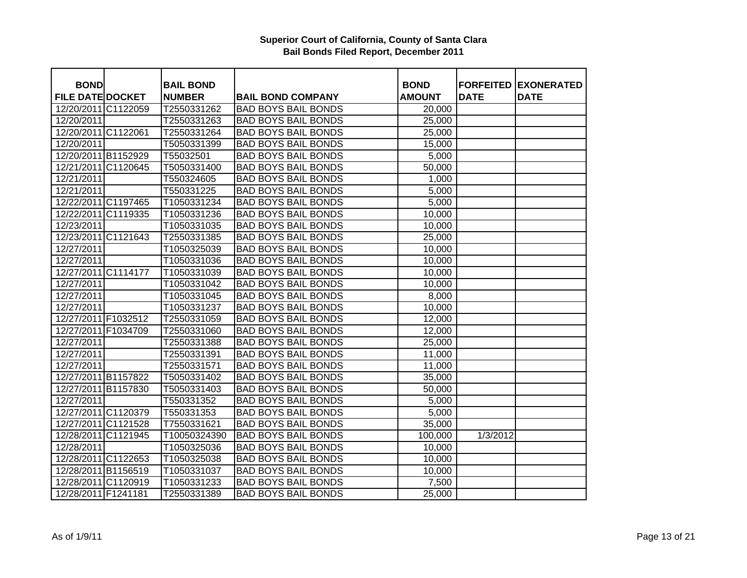**Superior Court of California, County of Santa Clara**
**Bail Bonds Filed Report, December 2011**

| BOND FILE DATE | DOCKET | BAIL BOND NUMBER | BAIL BOND COMPANY | BOND AMOUNT | FORFEITED DATE | EXONERATED DATE |
|---|---|---|---|---|---|---|
| 12/20/2011 | C1122059 | T2550331262 | BAD BOYS BAIL BONDS | 20,000 | | |
| 12/20/2011 | | T2550331263 | BAD BOYS BAIL BONDS | 25,000 | | |
| 12/20/2011 | C1122061 | T2550331264 | BAD BOYS BAIL BONDS | 25,000 | | |
| 12/20/2011 | | T5050331399 | BAD BOYS BAIL BONDS | 15,000 | | |
| 12/20/2011 | B1152929 | T55032501 | BAD BOYS BAIL BONDS | 5,000 | | |
| 12/21/2011 | C1120645 | T5050331400 | BAD BOYS BAIL BONDS | 50,000 | | |
| 12/21/2011 | | T550324605 | BAD BOYS BAIL BONDS | 1,000 | | |
| 12/21/2011 | | T550331225 | BAD BOYS BAIL BONDS | 5,000 | | |
| 12/22/2011 | C1197465 | T1050331234 | BAD BOYS BAIL BONDS | 5,000 | | |
| 12/22/2011 | C1119335 | T1050331236 | BAD BOYS BAIL BONDS | 10,000 | | |
| 12/23/2011 | | T1050331035 | BAD BOYS BAIL BONDS | 10,000 | | |
| 12/23/2011 | C1121643 | T2550331385 | BAD BOYS BAIL BONDS | 25,000 | | |
| 12/27/2011 | | T1050325039 | BAD BOYS BAIL BONDS | 10,000 | | |
| 12/27/2011 | | T1050331036 | BAD BOYS BAIL BONDS | 10,000 | | |
| 12/27/2011 | C1114177 | T1050331039 | BAD BOYS BAIL BONDS | 10,000 | | |
| 12/27/2011 | | T1050331042 | BAD BOYS BAIL BONDS | 10,000 | | |
| 12/27/2011 | | T1050331045 | BAD BOYS BAIL BONDS | 8,000 | | |
| 12/27/2011 | | T1050331237 | BAD BOYS BAIL BONDS | 10,000 | | |
| 12/27/2011 | F1032512 | T2550331059 | BAD BOYS BAIL BONDS | 12,000 | | |
| 12/27/2011 | F1034709 | T2550331060 | BAD BOYS BAIL BONDS | 12,000 | | |
| 12/27/2011 | | T2550331388 | BAD BOYS BAIL BONDS | 25,000 | | |
| 12/27/2011 | | T2550331391 | BAD BOYS BAIL BONDS | 11,000 | | |
| 12/27/2011 | | T2550331571 | BAD BOYS BAIL BONDS | 11,000 | | |
| 12/27/2011 | B1157822 | T5050331402 | BAD BOYS BAIL BONDS | 35,000 | | |
| 12/27/2011 | B1157830 | T5050331403 | BAD BOYS BAIL BONDS | 50,000 | | |
| 12/27/2011 | | T550331352 | BAD BOYS BAIL BONDS | 5,000 | | |
| 12/27/2011 | C1120379 | T550331353 | BAD BOYS BAIL BONDS | 5,000 | | |
| 12/27/2011 | C1121528 | T7550331621 | BAD BOYS BAIL BONDS | 35,000 | | |
| 12/28/2011 | C1121945 | T10050324390 | BAD BOYS BAIL BONDS | 100,000 | 1/3/2012 | |
| 12/28/2011 | | T1050325036 | BAD BOYS BAIL BONDS | 10,000 | | |
| 12/28/2011 | C1122653 | T1050325038 | BAD BOYS BAIL BONDS | 10,000 | | |
| 12/28/2011 | B1156519 | T1050331037 | BAD BOYS BAIL BONDS | 10,000 | | |
| 12/28/2011 | C1120919 | T1050331233 | BAD BOYS BAIL BONDS | 7,500 | | |
| 12/28/2011 | F1241181 | T2550331389 | BAD BOYS BAIL BONDS | 25,000 | | |

As of 1/9/11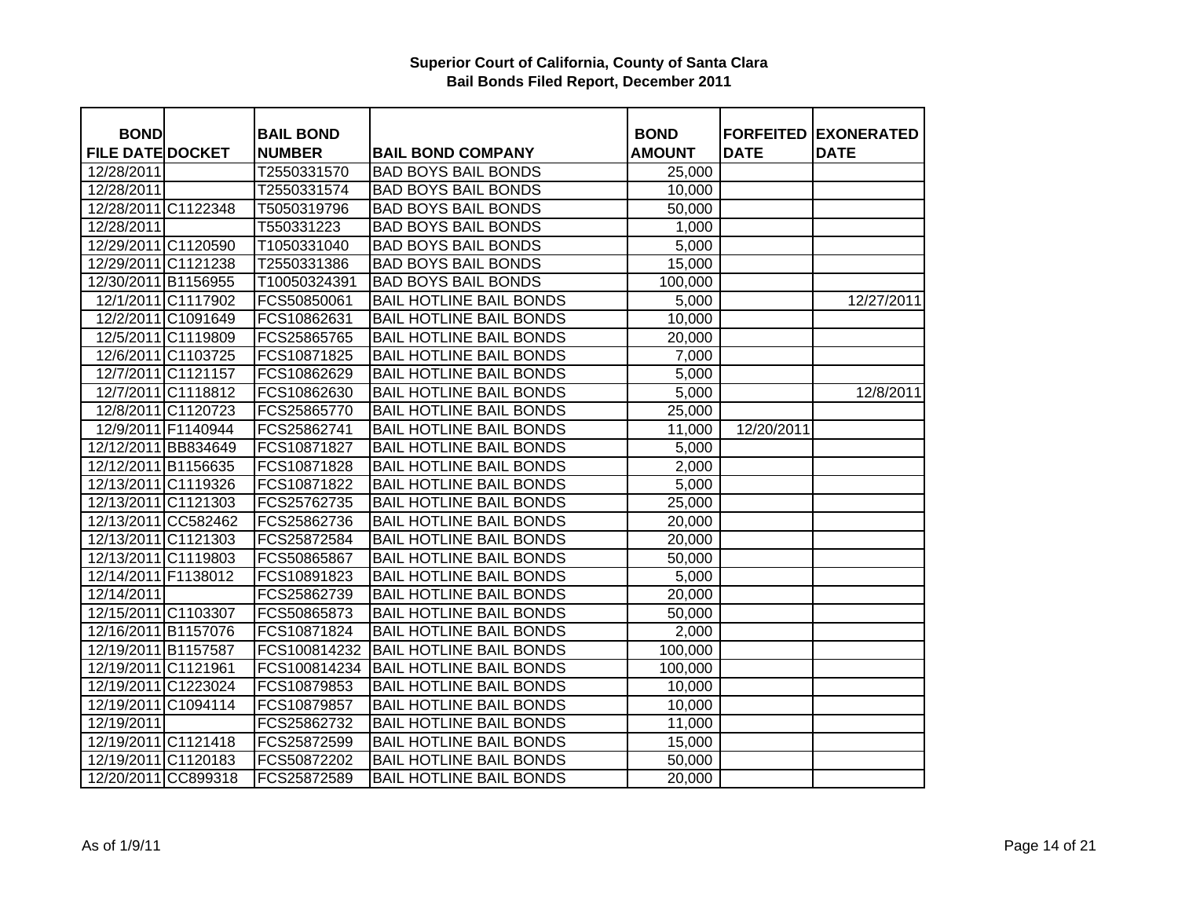# Superior Court of California, County of Santa Clara
## Bail Bonds Filed Report, December 2011

| BOND FILE DATE | DOCKET | BAIL BOND NUMBER | BAIL BOND COMPANY | BOND AMOUNT | FORFEITED DATE | EXONERATED DATE |
|---|---|---|---|---|---|---|
| 12/28/2011 | | T2550331570 | BAD BOYS BAIL BONDS | 25,000 | | |
| 12/28/2011 | | T2550331574 | BAD BOYS BAIL BONDS | 10,000 | | |
| 12/28/2011 | C1122348 | T5050319796 | BAD BOYS BAIL BONDS | 50,000 | | |
| 12/28/2011 | | T550331223 | BAD BOYS BAIL BONDS | 1,000 | | |
| 12/29/2011 | C1120590 | T1050331040 | BAD BOYS BAIL BONDS | 5,000 | | |
| 12/29/2011 | C1121238 | T2550331386 | BAD BOYS BAIL BONDS | 15,000 | | |
| 12/30/2011 | B1156955 | T10050324391 | BAD BOYS BAIL BONDS | 100,000 | | |
| 12/1/2011 | C1117902 | FCS50850061 | BAIL HOTLINE BAIL BONDS | 5,000 | | 12/27/2011 |
| 12/2/2011 | C1091649 | FCS10862631 | BAIL HOTLINE BAIL BONDS | 10,000 | | |
| 12/5/2011 | C1119809 | FCS25865765 | BAIL HOTLINE BAIL BONDS | 20,000 | | |
| 12/6/2011 | C1103725 | FCS10871825 | BAIL HOTLINE BAIL BONDS | 7,000 | | |
| 12/7/2011 | C1121157 | FCS10862629 | BAIL HOTLINE BAIL BONDS | 5,000 | | |
| 12/7/2011 | C1118812 | FCS10862630 | BAIL HOTLINE BAIL BONDS | 5,000 | | 12/8/2011 |
| 12/8/2011 | C1120723 | FCS25865770 | BAIL HOTLINE BAIL BONDS | 25,000 | | |
| 12/9/2011 | F1140944 | FCS25862741 | BAIL HOTLINE BAIL BONDS | 11,000 | 12/20/2011 | |
| 12/12/2011 | BB834649 | FCS10871827 | BAIL HOTLINE BAIL BONDS | 5,000 | | |
| 12/12/2011 | B1156635 | FCS10871828 | BAIL HOTLINE BAIL BONDS | 2,000 | | |
| 12/13/2011 | C1119326 | FCS10871822 | BAIL HOTLINE BAIL BONDS | 5,000 | | |
| 12/13/2011 | C1121303 | FCS25762735 | BAIL HOTLINE BAIL BONDS | 25,000 | | |
| 12/13/2011 | CC582462 | FCS25862736 | BAIL HOTLINE BAIL BONDS | 20,000 | | |
| 12/13/2011 | C1121303 | FCS25872584 | BAIL HOTLINE BAIL BONDS | 20,000 | | |
| 12/13/2011 | C1119803 | FCS50865867 | BAIL HOTLINE BAIL BONDS | 50,000 | | |
| 12/14/2011 | F1138012 | FCS10891823 | BAIL HOTLINE BAIL BONDS | 5,000 | | |
| 12/14/2011 | | FCS25862739 | BAIL HOTLINE BAIL BONDS | 20,000 | | |
| 12/15/2011 | C1103307 | FCS50865873 | BAIL HOTLINE BAIL BONDS | 50,000 | | |
| 12/16/2011 | B1157076 | FCS10871824 | BAIL HOTLINE BAIL BONDS | 2,000 | | |
| 12/19/2011 | B1157587 | FCS100814232 | BAIL HOTLINE BAIL BONDS | 100,000 | | |
| 12/19/2011 | C1121961 | FCS100814234 | BAIL HOTLINE BAIL BONDS | 100,000 | | |
| 12/19/2011 | C1223024 | FCS10879853 | BAIL HOTLINE BAIL BONDS | 10,000 | | |
| 12/19/2011 | C1094114 | FCS10879857 | BAIL HOTLINE BAIL BONDS | 10,000 | | |
| 12/19/2011 | | FCS25862732 | BAIL HOTLINE BAIL BONDS | 11,000 | | |
| 12/19/2011 | C1121418 | FCS25872599 | BAIL HOTLINE BAIL BONDS | 15,000 | | |
| 12/19/2011 | C1120183 | FCS50872202 | BAIL HOTLINE BAIL BONDS | 50,000 | | |
| 12/20/2011 | CC899318 | FCS25872589 | BAIL HOTLINE BAIL BONDS | 20,000 | | |

As of 1/9/11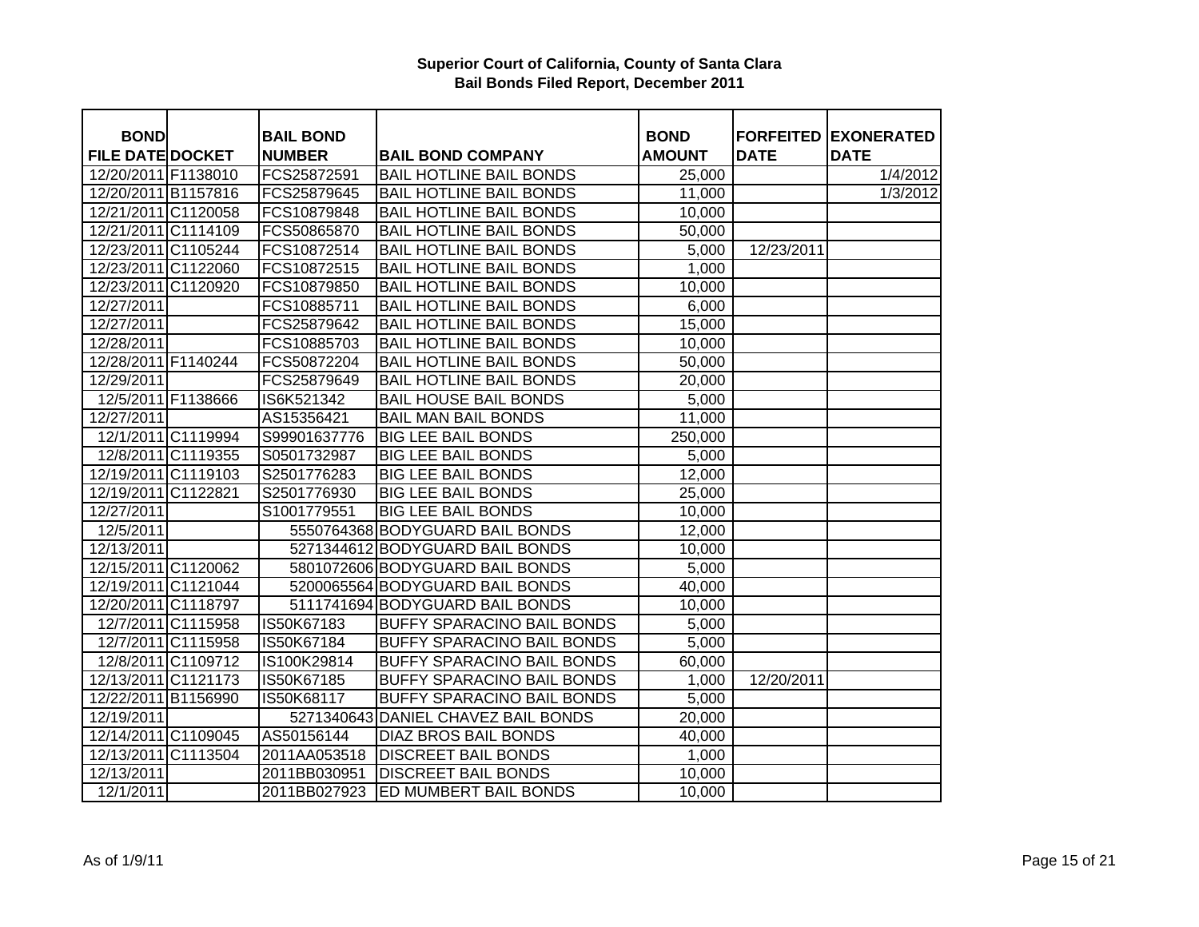**Superior Court of California, County of Santa Clara**
**Bail Bonds Filed Report, December 2011**

| BOND FILE DATE | DOCKET | BAIL BOND NUMBER | BAIL BOND COMPANY | BOND AMOUNT | FORFEITED DATE | EXONERATED DATE |
|---|---|---|---|---|---|---|
| 12/20/2011 | F1138010 | FCS25872591 | BAIL HOTLINE BAIL BONDS | 25,000 | | 1/4/2012 |
| 12/20/2011 | B1157816 | FCS25879645 | BAIL HOTLINE BAIL BONDS | 11,000 | | 1/3/2012 |
| 12/21/2011 | C1120058 | FCS10879848 | BAIL HOTLINE BAIL BONDS | 10,000 | | |
| 12/21/2011 | C1114109 | FCS50865870 | BAIL HOTLINE BAIL BONDS | 50,000 | | |
| 12/23/2011 | C1105244 | FCS10872514 | BAIL HOTLINE BAIL BONDS | 5,000 | 12/23/2011 | |
| 12/23/2011 | C1122060 | FCS10872515 | BAIL HOTLINE BAIL BONDS | 1,000 | | |
| 12/23/2011 | C1120920 | FCS10879850 | BAIL HOTLINE BAIL BONDS | 10,000 | | |
| 12/27/2011 | | FCS10885711 | BAIL HOTLINE BAIL BONDS | 6,000 | | |
| 12/27/2011 | | FCS25879642 | BAIL HOTLINE BAIL BONDS | 15,000 | | |
| 12/28/2011 | | FCS10885703 | BAIL HOTLINE BAIL BONDS | 10,000 | | |
| 12/28/2011 | F1140244 | FCS50872204 | BAIL HOTLINE BAIL BONDS | 50,000 | | |
| 12/29/2011 | | FCS25879649 | BAIL HOTLINE BAIL BONDS | 20,000 | | |
| 12/5/2011 | F1138666 | IS6K521342 | BAIL HOUSE BAIL BONDS | 5,000 | | |
| 12/27/2011 | | AS15356421 | BAIL MAN BAIL BONDS | 11,000 | | |
| 12/1/2011 | C1119994 | S99901637776 | BIG LEE BAIL BONDS | 250,000 | | |
| 12/8/2011 | C1119355 | S0501732987 | BIG LEE BAIL BONDS | 5,000 | | |
| 12/19/2011 | C1119103 | S2501776283 | BIG LEE BAIL BONDS | 12,000 | | |
| 12/19/2011 | C1122821 | S2501776930 | BIG LEE BAIL BONDS | 25,000 | | |
| 12/27/2011 | | S1001779551 | BIG LEE BAIL BONDS | 10,000 | | |
| 12/5/2011 | | 5550764368 | BODYGUARD BAIL BONDS | 12,000 | | |
| 12/13/2011 | | 5271344612 | BODYGUARD BAIL BONDS | 10,000 | | |
| 12/15/2011 | C1120062 | 5801072606 | BODYGUARD BAIL BONDS | 5,000 | | |
| 12/19/2011 | C1121044 | 5200065564 | BODYGUARD BAIL BONDS | 40,000 | | |
| 12/20/2011 | C1118797 | 5111741694 | BODYGUARD BAIL BONDS | 10,000 | | |
| 12/7/2011 | C1115958 | IS50K67183 | BUFFY SPARACINO BAIL BONDS | 5,000 | | |
| 12/7/2011 | C1115958 | IS50K67184 | BUFFY SPARACINO BAIL BONDS | 5,000 | | |
| 12/8/2011 | C1109712 | IS100K29814 | BUFFY SPARACINO BAIL BONDS | 60,000 | | |
| 12/13/2011 | C1121173 | IS50K67185 | BUFFY SPARACINO BAIL BONDS | 1,000 | 12/20/2011 | |
| 12/22/2011 | B1156990 | IS50K68117 | BUFFY SPARACINO BAIL BONDS | 5,000 | | |
| 12/19/2011 | | 5271340643 | DANIEL CHAVEZ BAIL BONDS | 20,000 | | |
| 12/14/2011 | C1109045 | AS50156144 | DIAZ BROS BAIL BONDS | 40,000 | | |
| 12/13/2011 | C1113504 | 2011AA053518 | DISCREET BAIL BONDS | 1,000 | | |
| 12/13/2011 | | 2011BB030951 | DISCREET BAIL BONDS | 10,000 | | |
| 12/1/2011 | | 2011BB027923 | ED MUMBERT BAIL BONDS | 10,000 | | |

As of 1/9/11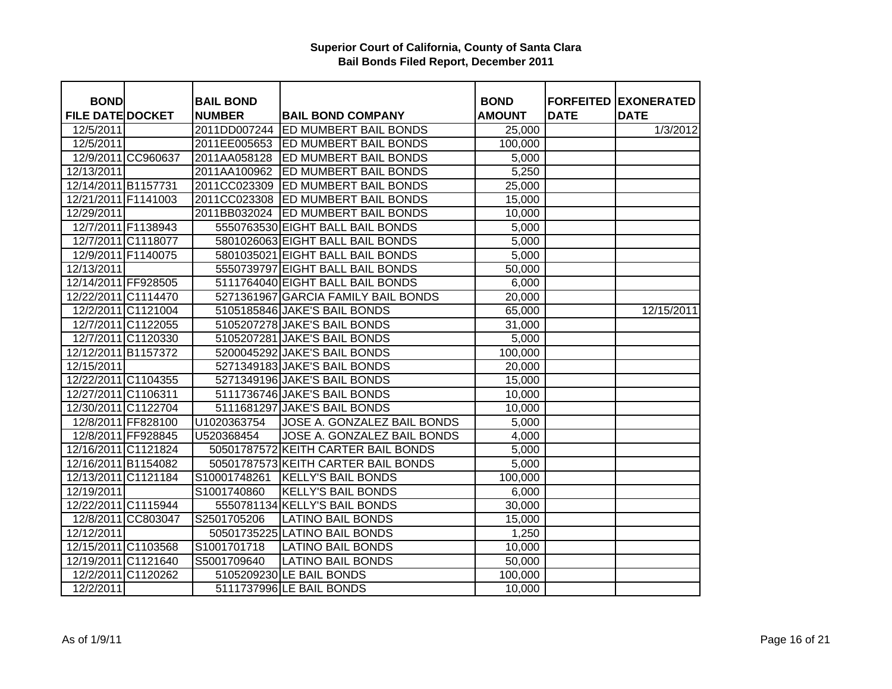**Superior Court of California, County of Santa Clara**
**Bail Bonds Filed Report, December 2011**

| BOND FILE DATE | DOCKET | BAIL BOND NUMBER | BAIL BOND COMPANY | BOND AMOUNT | FORFEITED DATE | EXONERATED DATE |
|---|---|---|---|---|---|---|
| 12/5/2011 | | 2011DD007244 | ED MUMBERT BAIL BONDS | 25,000 | | 1/3/2012 |
| 12/5/2011 | | 2011EE005653 | ED MUMBERT BAIL BONDS | 100,000 | | |
| 12/9/2011 | CC960637 | 2011AA058128 | ED MUMBERT BAIL BONDS | 5,000 | | |
| 12/13/2011 | | 2011AA100962 | ED MUMBERT BAIL BONDS | 5,250 | | |
| 12/14/2011 | B1157731 | 2011CC023309 | ED MUMBERT BAIL BONDS | 25,000 | | |
| 12/21/2011 | F1141003 | 2011CC023308 | ED MUMBERT BAIL BONDS | 15,000 | | |
| 12/29/2011 | | 2011BB032024 | ED MUMBERT BAIL BONDS | 10,000 | | |
| 12/7/2011 | F1138943 | 5550763530 | EIGHT BALL BAIL BONDS | 5,000 | | |
| 12/7/2011 | C1118077 | 5801026063 | EIGHT BALL BAIL BONDS | 5,000 | | |
| 12/9/2011 | F1140075 | 5801035021 | EIGHT BALL BAIL BONDS | 5,000 | | |
| 12/13/2011 | | 5550739797 | EIGHT BALL BAIL BONDS | 50,000 | | |
| 12/14/2011 | FF928505 | 5111764040 | EIGHT BALL BAIL BONDS | 6,000 | | |
| 12/22/2011 | C1114470 | 5271361967 | GARCIA FAMILY BAIL BONDS | 20,000 | | |
| 12/2/2011 | C1121004 | 5105185846 | JAKE'S BAIL BONDS | 65,000 | | 12/15/2011 |
| 12/7/2011 | C1122055 | 5105207278 | JAKE'S BAIL BONDS | 31,000 | | |
| 12/7/2011 | C1120330 | 5105207281 | JAKE'S BAIL BONDS | 5,000 | | |
| 12/12/2011 | B1157372 | 5200045292 | JAKE'S BAIL BONDS | 100,000 | | |
| 12/15/2011 | | 5271349183 | JAKE'S BAIL BONDS | 20,000 | | |
| 12/22/2011 | C1104355 | 5271349196 | JAKE'S BAIL BONDS | 15,000 | | |
| 12/27/2011 | C1106311 | 5111736746 | JAKE'S BAIL BONDS | 10,000 | | |
| 12/30/2011 | C1122704 | 5111681297 | JAKE'S BAIL BONDS | 10,000 | | |
| 12/8/2011 | FF828100 | U1020363754 | JOSE A. GONZALEZ BAIL BONDS | 5,000 | | |
| 12/8/2011 | FF928845 | U520368454 | JOSE A. GONZALEZ BAIL BONDS | 4,000 | | |
| 12/16/2011 | C1121824 | 50501787572 | KEITH CARTER BAIL BONDS | 5,000 | | |
| 12/16/2011 | B1154082 | 50501787573 | KEITH CARTER BAIL BONDS | 5,000 | | |
| 12/13/2011 | C1121184 | S10001748261 | KELLY'S BAIL BONDS | 100,000 | | |
| 12/19/2011 | | S1001740860 | KELLY'S BAIL BONDS | 6,000 | | |
| 12/22/2011 | C1115944 | 5550781134 | KELLY'S BAIL BONDS | 30,000 | | |
| 12/8/2011 | CC803047 | S2501705206 | LATINO BAIL BONDS | 15,000 | | |
| 12/12/2011 | | 50501735225 | LATINO BAIL BONDS | 1,250 | | |
| 12/15/2011 | C1103568 | S1001701718 | LATINO BAIL BONDS | 10,000 | | |
| 12/19/2011 | C1121640 | S5001709640 | LATINO BAIL BONDS | 50,000 | | |
| 12/2/2011 | C1120262 | 5105209230 | LE BAIL BONDS | 100,000 | | |
| 12/2/2011 | | 5111737996 | LE BAIL BONDS | 10,000 | | |

As of 1/9/11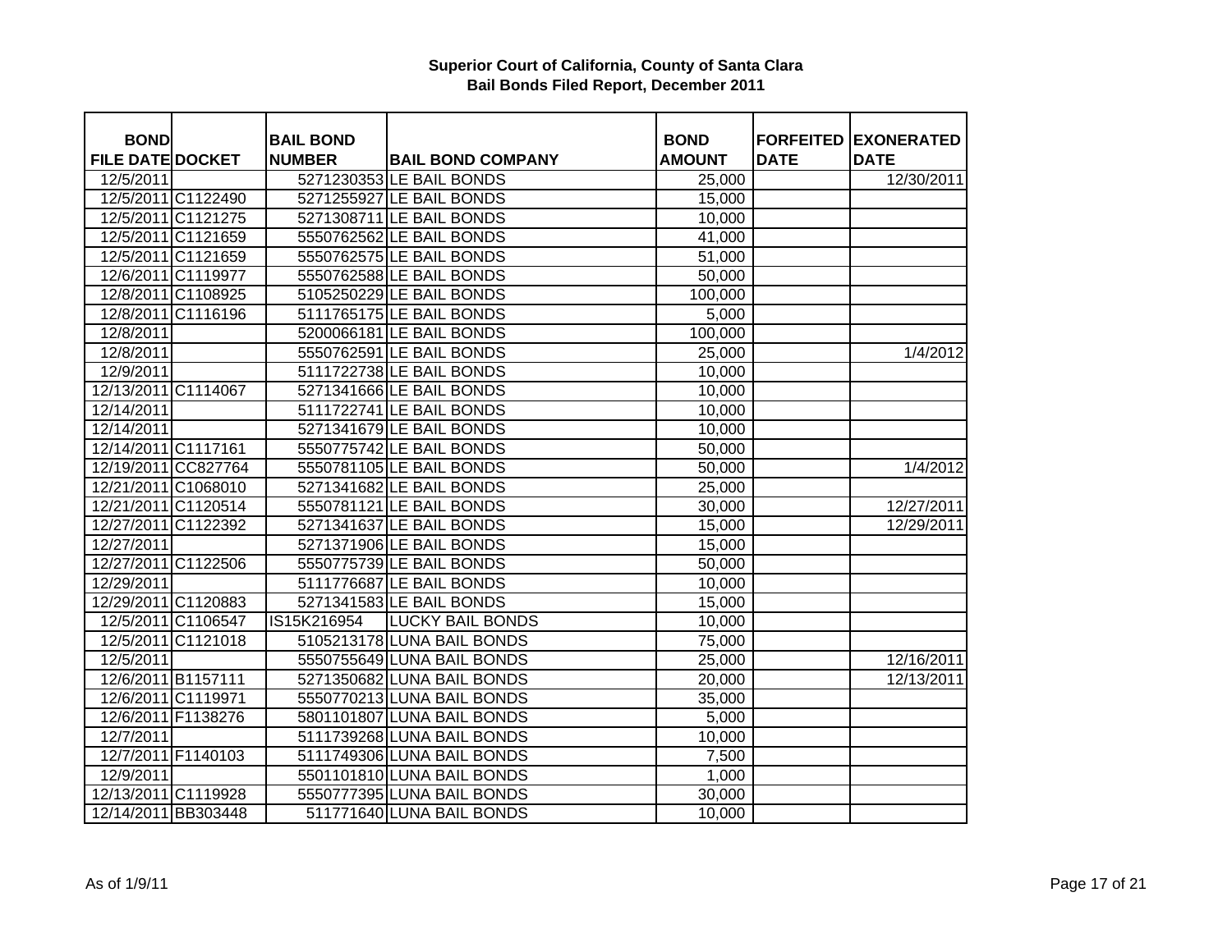**Superior Court of California, County of Santa Clara**
**Bail Bonds Filed Report, December 2011**

| BOND FILE DATE | DOCKET | BAIL BOND NUMBER | BAIL BOND COMPANY | BOND AMOUNT | FORFEITED DATE | EXONERATED DATE |
|---|---|---|---|---|---|---|
| 12/5/2011 | | 5271230353 | LE BAIL BONDS | 25,000 | | 12/30/2011 |
| 12/5/2011 | C1122490 | 5271255927 | LE BAIL BONDS | 15,000 | | |
| 12/5/2011 | C1121275 | 5271308711 | LE BAIL BONDS | 10,000 | | |
| 12/5/2011 | C1121659 | 5550762562 | LE BAIL BONDS | 41,000 | | |
| 12/5/2011 | C1121659 | 5550762575 | LE BAIL BONDS | 51,000 | | |
| 12/6/2011 | C1119977 | 5550762588 | LE BAIL BONDS | 50,000 | | |
| 12/8/2011 | C1108925 | 5105250229 | LE BAIL BONDS | 100,000 | | |
| 12/8/2011 | C1116196 | 5111765175 | LE BAIL BONDS | 5,000 | | |
| 12/8/2011 | | 5200066181 | LE BAIL BONDS | 100,000 | | |
| 12/8/2011 | | 5550762591 | LE BAIL BONDS | 25,000 | | 1/4/2012 |
| 12/9/2011 | | 5111722738 | LE BAIL BONDS | 10,000 | | |
| 12/13/2011 | C1114067 | 5271341666 | LE BAIL BONDS | 10,000 | | |
| 12/14/2011 | | 5111722741 | LE BAIL BONDS | 10,000 | | |
| 12/14/2011 | | 5271341679 | LE BAIL BONDS | 10,000 | | |
| 12/14/2011 | C1117161 | 5550775742 | LE BAIL BONDS | 50,000 | | |
| 12/19/2011 | CC827764 | 5550781105 | LE BAIL BONDS | 50,000 | | 1/4/2012 |
| 12/21/2011 | C1068010 | 5271341682 | LE BAIL BONDS | 25,000 | | |
| 12/21/2011 | C1120514 | 5550781121 | LE BAIL BONDS | 30,000 | | 12/27/2011 |
| 12/27/2011 | C1122392 | 5271341637 | LE BAIL BONDS | 15,000 | | 12/29/2011 |
| 12/27/2011 | | 5271371906 | LE BAIL BONDS | 15,000 | | |
| 12/27/2011 | C1122506 | 5550775739 | LE BAIL BONDS | 50,000 | | |
| 12/29/2011 | | 5111776687 | LE BAIL BONDS | 10,000 | | |
| 12/29/2011 | C1120883 | 5271341583 | LE BAIL BONDS | 15,000 | | |
| 12/5/2011 | C1106547 | IS15K216954 | LUCKY BAIL BONDS | 10,000 | | |
| 12/5/2011 | C1121018 | 5105213178 | LUNA BAIL BONDS | 75,000 | | |
| 12/5/2011 | | 5550755649 | LUNA BAIL BONDS | 25,000 | | 12/16/2011 |
| 12/6/2011 | B1157111 | 5271350682 | LUNA BAIL BONDS | 20,000 | | 12/13/2011 |
| 12/6/2011 | C1119971 | 5550770213 | LUNA BAIL BONDS | 35,000 | | |
| 12/6/2011 | F1138276 | 5801101807 | LUNA BAIL BONDS | 5,000 | | |
| 12/7/2011 | | 5111739268 | LUNA BAIL BONDS | 10,000 | | |
| 12/7/2011 | F1140103 | 5111749306 | LUNA BAIL BONDS | 7,500 | | |
| 12/9/2011 | | 5501101810 | LUNA BAIL BONDS | 1,000 | | |
| 12/13/2011 | C1119928 | 5550777395 | LUNA BAIL BONDS | 30,000 | | |
| 12/14/2011 | BB303448 | 511771640 | LUNA BAIL BONDS | 10,000 | | |

As of 1/9/11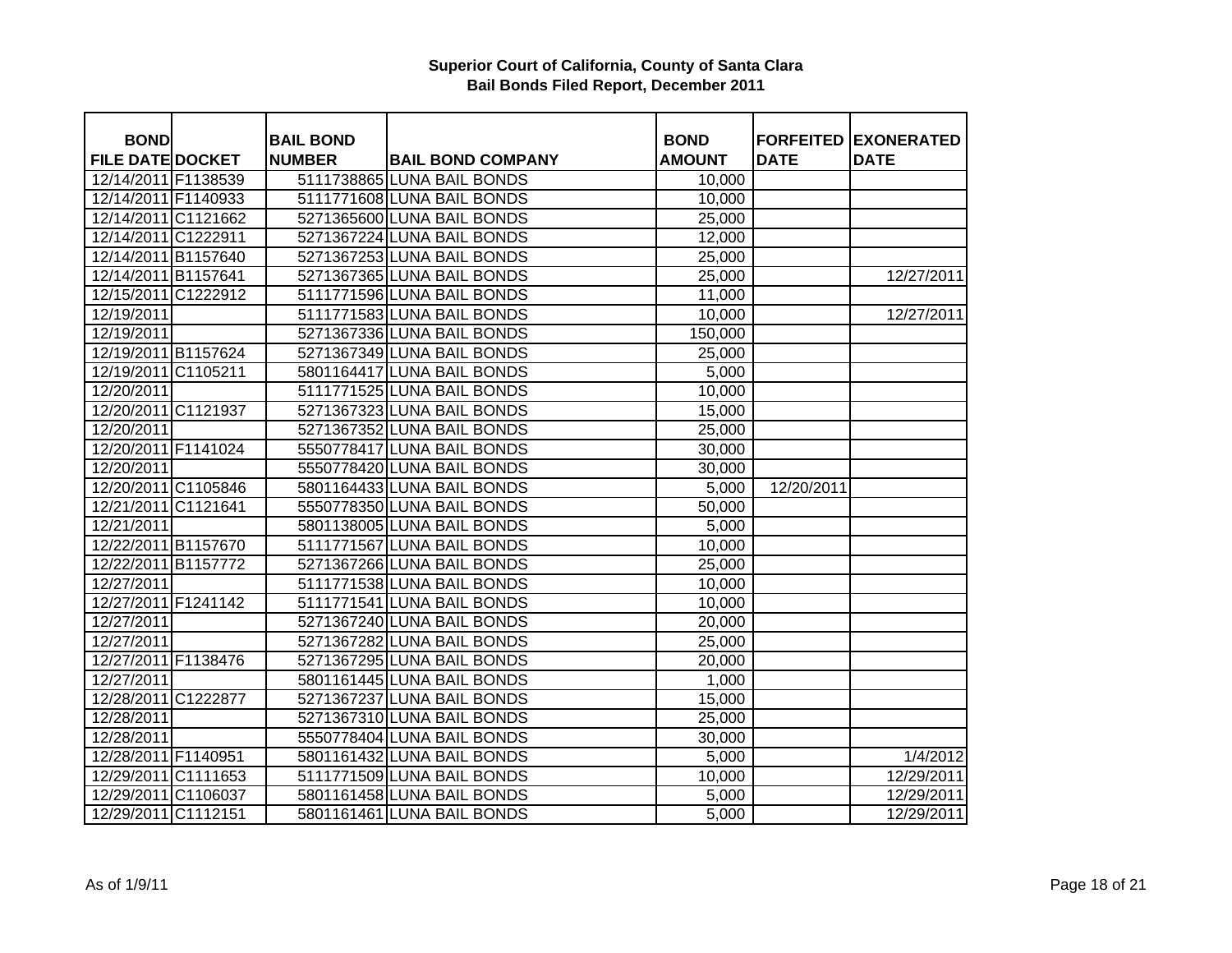**Superior Court of California, County of Santa Clara**
**Bail Bonds Filed Report, December 2011**

| BOND FILE DATE | DOCKET | BAIL BOND NUMBER | BAIL BOND COMPANY | BOND AMOUNT | FORFEITED DATE | EXONERATED DATE |
|---|---|---|---|---|---|---|
| 12/14/2011 | F1138539 | 5111738865 | LUNA BAIL BONDS | 10,000 | | |
| 12/14/2011 | F1140933 | 5111771608 | LUNA BAIL BONDS | 10,000 | | |
| 12/14/2011 | C1121662 | 5271365600 | LUNA BAIL BONDS | 25,000 | | |
| 12/14/2011 | C1222911 | 5271367224 | LUNA BAIL BONDS | 12,000 | | |
| 12/14/2011 | B1157640 | 5271367253 | LUNA BAIL BONDS | 25,000 | | |
| 12/14/2011 | B1157641 | 5271367365 | LUNA BAIL BONDS | 25,000 | | 12/27/2011 |
| 12/15/2011 | C1222912 | 5111771596 | LUNA BAIL BONDS | 11,000 | | |
| 12/19/2011 | | 5111771583 | LUNA BAIL BONDS | 10,000 | | 12/27/2011 |
| 12/19/2011 | | 5271367336 | LUNA BAIL BONDS | 150,000 | | |
| 12/19/2011 | B1157624 | 5271367349 | LUNA BAIL BONDS | 25,000 | | |
| 12/19/2011 | C1105211 | 5801164417 | LUNA BAIL BONDS | 5,000 | | |
| 12/20/2011 | | 5111771525 | LUNA BAIL BONDS | 10,000 | | |
| 12/20/2011 | C1121937 | 5271367323 | LUNA BAIL BONDS | 15,000 | | |
| 12/20/2011 | | 5271367352 | LUNA BAIL BONDS | 25,000 | | |
| 12/20/2011 | F1141024 | 5550778417 | LUNA BAIL BONDS | 30,000 | | |
| 12/20/2011 | | 5550778420 | LUNA BAIL BONDS | 30,000 | | |
| 12/20/2011 | C1105846 | 5801164433 | LUNA BAIL BONDS | 5,000 | 12/20/2011 | |
| 12/21/2011 | C1121641 | 5550778350 | LUNA BAIL BONDS | 50,000 | | |
| 12/21/2011 | | 5801138005 | LUNA BAIL BONDS | 5,000 | | |
| 12/22/2011 | B1157670 | 5111771567 | LUNA BAIL BONDS | 10,000 | | |
| 12/22/2011 | B1157772 | 5271367266 | LUNA BAIL BONDS | 25,000 | | |
| 12/27/2011 | | 5111771538 | LUNA BAIL BONDS | 10,000 | | |
| 12/27/2011 | F1241142 | 5111771541 | LUNA BAIL BONDS | 10,000 | | |
| 12/27/2011 | | 5271367240 | LUNA BAIL BONDS | 20,000 | | |
| 12/27/2011 | | 5271367282 | LUNA BAIL BONDS | 25,000 | | |
| 12/27/2011 | F1138476 | 5271367295 | LUNA BAIL BONDS | 20,000 | | |
| 12/27/2011 | | 5801161445 | LUNA BAIL BONDS | 1,000 | | |
| 12/28/2011 | C1222877 | 5271367237 | LUNA BAIL BONDS | 15,000 | | |
| 12/28/2011 | | 5271367310 | LUNA BAIL BONDS | 25,000 | | |
| 12/28/2011 | | 5550778404 | LUNA BAIL BONDS | 30,000 | | |
| 12/28/2011 | F1140951 | 5801161432 | LUNA BAIL BONDS | 5,000 | | 1/4/2012 |
| 12/29/2011 | C1111653 | 5111771509 | LUNA BAIL BONDS | 10,000 | | 12/29/2011 |
| 12/29/2011 | C1106037 | 5801161458 | LUNA BAIL BONDS | 5,000 | | 12/29/2011 |
| 12/29/2011 | C1112151 | 5801161461 | LUNA BAIL BONDS | 5,000 | | 12/29/2011 |

As of 1/9/11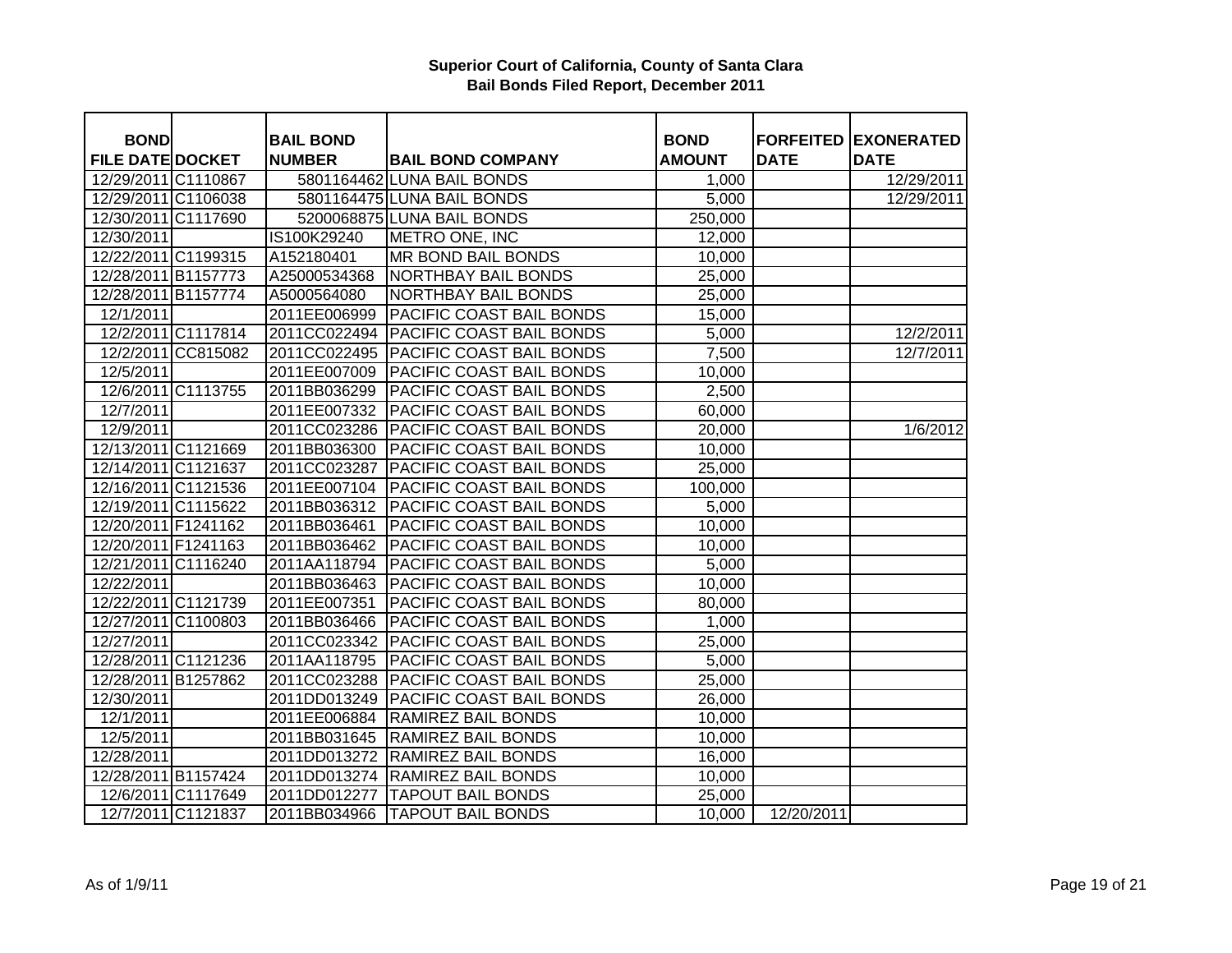# Superior Court of California, County of Santa Clara
## Bail Bonds Filed Report, December 2011

| BOND FILE DATE | DOCKET | BAIL BOND NUMBER | BAIL BOND COMPANY | BOND AMOUNT | FORFEITED DATE | EXONERATED DATE |
|---|---|---|---|---|---|---|
| 12/29/2011 | C1110867 | 5801164462 | LUNA BAIL BONDS | 1,000 | | 12/29/2011 |
| 12/29/2011 | C1106038 | 5801164475 | LUNA BAIL BONDS | 5,000 | | 12/29/2011 |
| 12/30/2011 | C1117690 | 5200068875 | LUNA BAIL BONDS | 250,000 | | |
| 12/30/2011 | | IS100K29240 | METRO ONE, INC | 12,000 | | |
| 12/22/2011 | C1199315 | A152180401 | MR BOND BAIL BONDS | 10,000 | | |
| 12/28/2011 | B1157773 | A25000534368 | NORTHBAY BAIL BONDS | 25,000 | | |
| 12/28/2011 | B1157774 | A5000564080 | NORTHBAY BAIL BONDS | 25,000 | | |
| 12/1/2011 | | 2011EE006999 | PACIFIC COAST BAIL BONDS | 15,000 | | |
| 12/2/2011 | C1117814 | 2011CC022494 | PACIFIC COAST BAIL BONDS | 5,000 | | 12/2/2011 |
| 12/2/2011 | CC815082 | 2011CC022495 | PACIFIC COAST BAIL BONDS | 7,500 | | 12/7/2011 |
| 12/5/2011 | | 2011EE007009 | PACIFIC COAST BAIL BONDS | 10,000 | | |
| 12/6/2011 | C1113755 | 2011BB036299 | PACIFIC COAST BAIL BONDS | 2,500 | | |
| 12/7/2011 | | 2011EE007332 | PACIFIC COAST BAIL BONDS | 60,000 | | |
| 12/9/2011 | | 2011CC023286 | PACIFIC COAST BAIL BONDS | 20,000 | | 1/6/2012 |
| 12/13/2011 | C1121669 | 2011BB036300 | PACIFIC COAST BAIL BONDS | 10,000 | | |
| 12/14/2011 | C1121637 | 2011CC023287 | PACIFIC COAST BAIL BONDS | 25,000 | | |
| 12/16/2011 | C1121536 | 2011EE007104 | PACIFIC COAST BAIL BONDS | 100,000 | | |
| 12/19/2011 | C1115622 | 2011BB036312 | PACIFIC COAST BAIL BONDS | 5,000 | | |
| 12/20/2011 | F1241162 | 2011BB036461 | PACIFIC COAST BAIL BONDS | 10,000 | | |
| 12/20/2011 | F1241163 | 2011BB036462 | PACIFIC COAST BAIL BONDS | 10,000 | | |
| 12/21/2011 | C1116240 | 2011AA118794 | PACIFIC COAST BAIL BONDS | 5,000 | | |
| 12/22/2011 | | 2011BB036463 | PACIFIC COAST BAIL BONDS | 10,000 | | |
| 12/22/2011 | C1121739 | 2011EE007351 | PACIFIC COAST BAIL BONDS | 80,000 | | |
| 12/27/2011 | C1100803 | 2011BB036466 | PACIFIC COAST BAIL BONDS | 1,000 | | |
| 12/27/2011 | | 2011CC023342 | PACIFIC COAST BAIL BONDS | 25,000 | | |
| 12/28/2011 | C1121236 | 2011AA118795 | PACIFIC COAST BAIL BONDS | 5,000 | | |
| 12/28/2011 | B1257862 | 2011CC023288 | PACIFIC COAST BAIL BONDS | 25,000 | | |
| 12/30/2011 | | 2011DD013249 | PACIFIC COAST BAIL BONDS | 26,000 | | |
| 12/1/2011 | | 2011EE006884 | RAMIREZ BAIL BONDS | 10,000 | | |
| 12/5/2011 | | 2011BB031645 | RAMIREZ BAIL BONDS | 10,000 | | |
| 12/28/2011 | | 2011DD013272 | RAMIREZ BAIL BONDS | 16,000 | | |
| 12/28/2011 | B1157424 | 2011DD013274 | RAMIREZ BAIL BONDS | 10,000 | | |
| 12/6/2011 | C1117649 | 2011DD012277 | TAPOUT BAIL BONDS | 25,000 | | |
| 12/7/2011 | C1121837 | 2011BB034966 | TAPOUT BAIL BONDS | 10,000 | 12/20/2011 | |

As of 1/9/11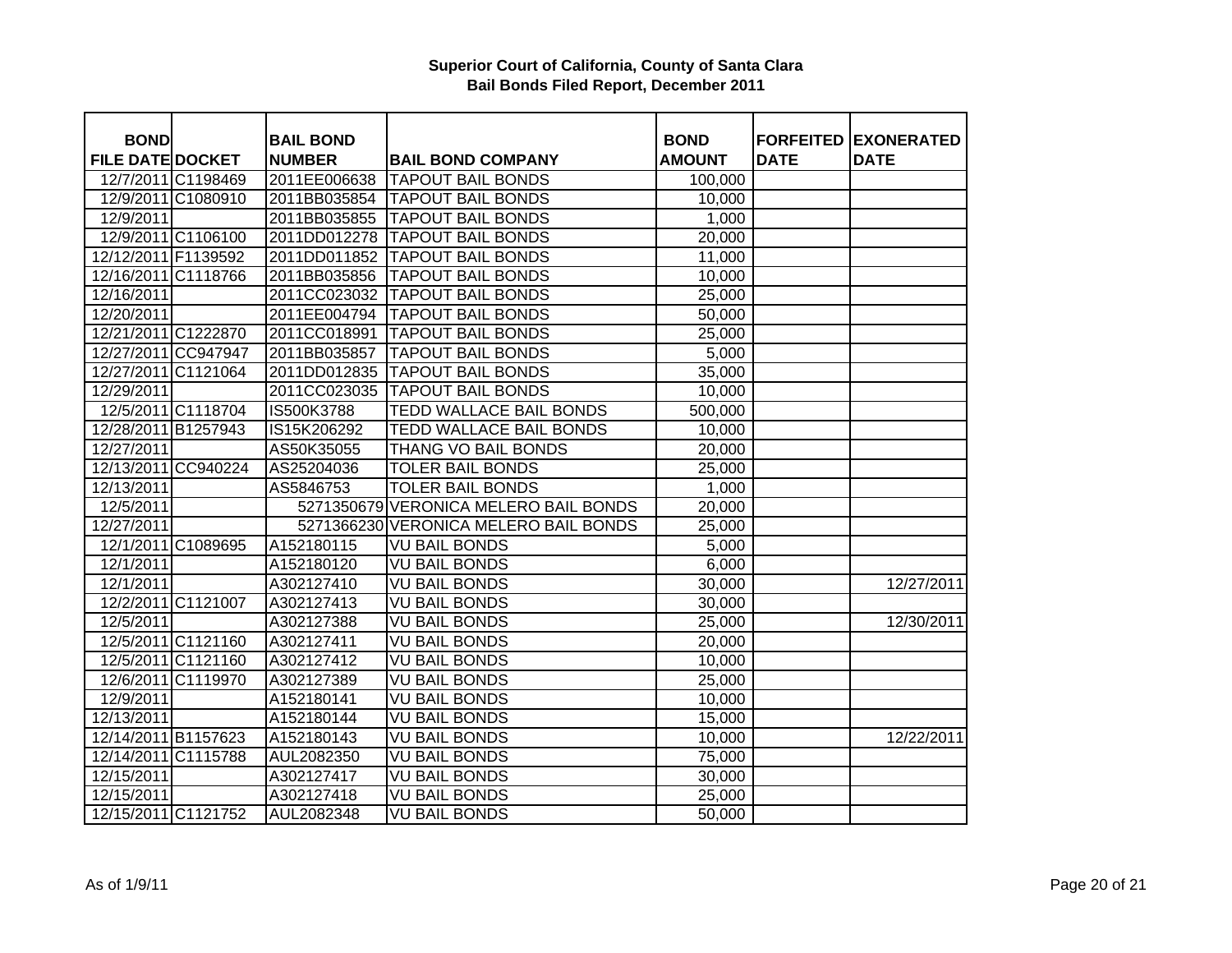**Superior Court of California, County of Santa Clara**
**Bail Bonds Filed Report, December 2011**

| BOND FILE DATE | DOCKET | BAIL BOND NUMBER | BAIL BOND COMPANY | BOND AMOUNT | FORFEITED DATE | EXONERATED DATE |
|---|---|---|---|---|---|---|
| 12/7/2011 | C1198469 | 2011EE006638 | TAPOUT BAIL BONDS | 100,000 | | |
| 12/9/2011 | C1080910 | 2011BB035854 | TAPOUT BAIL BONDS | 10,000 | | |
| 12/9/2011 | | 2011BB035855 | TAPOUT BAIL BONDS | 1,000 | | |
| 12/9/2011 | C1106100 | 2011DD012278 | TAPOUT BAIL BONDS | 20,000 | | |
| 12/12/2011 | F1139592 | 2011DD011852 | TAPOUT BAIL BONDS | 11,000 | | |
| 12/16/2011 | C1118766 | 2011BB035856 | TAPOUT BAIL BONDS | 10,000 | | |
| 12/16/2011 | | 2011CC023032 | TAPOUT BAIL BONDS | 25,000 | | |
| 12/20/2011 | | 2011EE004794 | TAPOUT BAIL BONDS | 50,000 | | |
| 12/21/2011 | C1222870 | 2011CC018991 | TAPOUT BAIL BONDS | 25,000 | | |
| 12/27/2011 | CC947947 | 2011BB035857 | TAPOUT BAIL BONDS | 5,000 | | |
| 12/27/2011 | C1121064 | 2011DD012835 | TAPOUT BAIL BONDS | 35,000 | | |
| 12/29/2011 | | 2011CC023035 | TAPOUT BAIL BONDS | 10,000 | | |
| 12/5/2011 | C1118704 | IS500K3788 | TEDD WALLACE BAIL BONDS | 500,000 | | |
| 12/28/2011 | B1257943 | IS15K206292 | TEDD WALLACE BAIL BONDS | 10,000 | | |
| 12/27/2011 | | AS50K35055 | THANG VO BAIL BONDS | 20,000 | | |
| 12/13/2011 | CC940224 | AS25204036 | TOLER BAIL BONDS | 25,000 | | |
| 12/13/2011 | | AS5846753 | TOLER BAIL BONDS | 1,000 | | |
| 12/5/2011 | | 5271350679 | VERONICA MELERO BAIL BONDS | 20,000 | | |
| 12/27/2011 | | 5271366230 | VERONICA MELERO BAIL BONDS | 25,000 | | |
| 12/1/2011 | C1089695 | A152180115 | VU BAIL BONDS | 5,000 | | |
| 12/1/2011 | | A152180120 | VU BAIL BONDS | 6,000 | | |
| 12/1/2011 | | A302127410 | VU BAIL BONDS | 30,000 | | 12/27/2011 |
| 12/2/2011 | C1121007 | A302127413 | VU BAIL BONDS | 30,000 | | |
| 12/5/2011 | | A302127388 | VU BAIL BONDS | 25,000 | | 12/30/2011 |
| 12/5/2011 | C1121160 | A302127411 | VU BAIL BONDS | 20,000 | | |
| 12/5/2011 | C1121160 | A302127412 | VU BAIL BONDS | 10,000 | | |
| 12/6/2011 | C1119970 | A302127389 | VU BAIL BONDS | 25,000 | | |
| 12/9/2011 | | A152180141 | VU BAIL BONDS | 10,000 | | |
| 12/13/2011 | | A152180144 | VU BAIL BONDS | 15,000 | | |
| 12/14/2011 | B1157623 | A152180143 | VU BAIL BONDS | 10,000 | | 12/22/2011 |
| 12/14/2011 | C1115788 | AUL2082350 | VU BAIL BONDS | 75,000 | | |
| 12/15/2011 | | A302127417 | VU BAIL BONDS | 30,000 | | |
| 12/15/2011 | | A302127418 | VU BAIL BONDS | 25,000 | | |
| 12/15/2011 | C1121752 | AUL2082348 | VU BAIL BONDS | 50,000 | | |

As of 1/9/11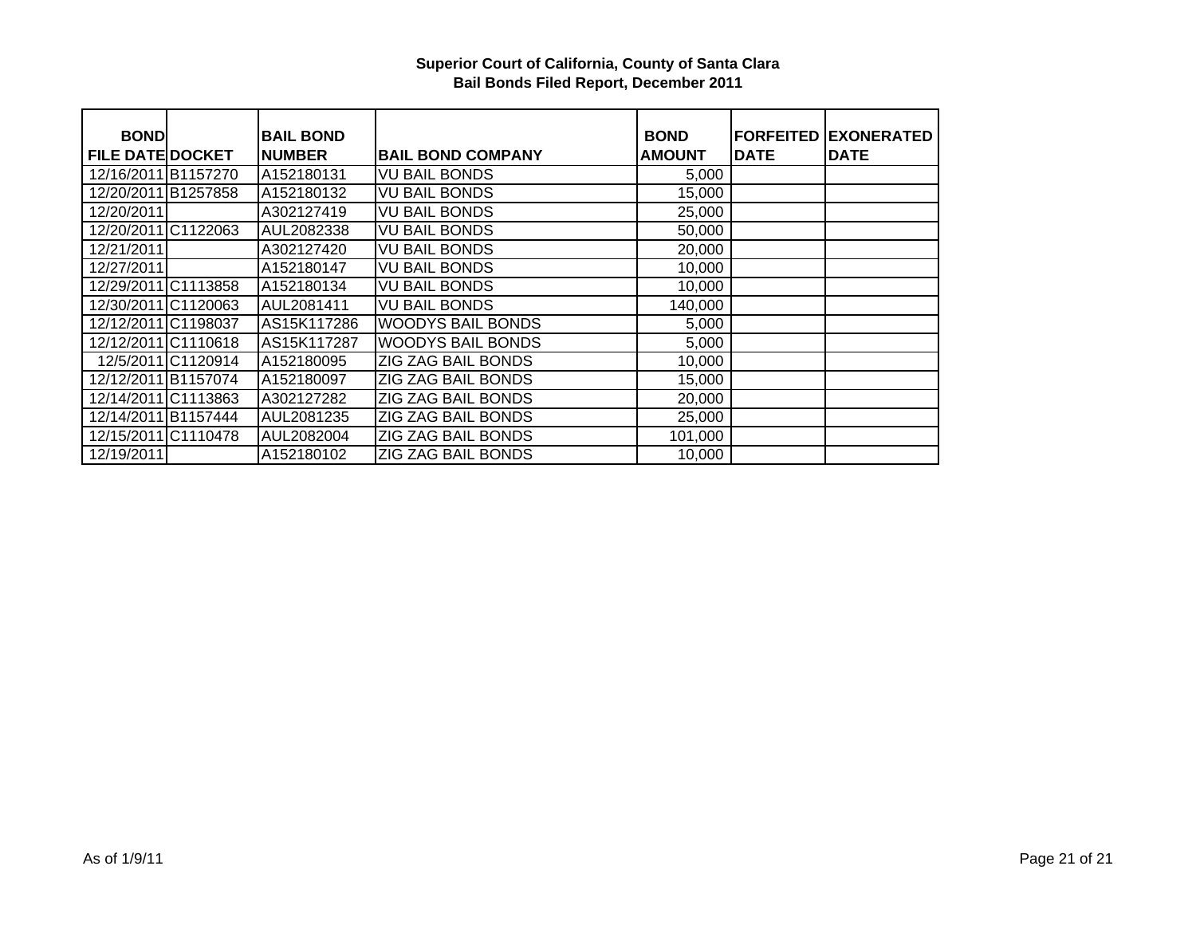**Superior Court of California, County of Santa Clara**
**Bail Bonds Filed Report, December 2011**

| BOND FILE DATE | DOCKET | BAIL BOND NUMBER | BAIL BOND COMPANY | BOND AMOUNT | FORFEITED DATE | EXONERATED DATE |
|---|---|---|---|---|---|---|
| 12/16/2011 | B1157270 | A152180131 | VU BAIL BONDS | 5,000 | | |
| 12/20/2011 | B1257858 | A152180132 | VU BAIL BONDS | 15,000 | | |
| 12/20/2011 | | A302127419 | VU BAIL BONDS | 25,000 | | |
| 12/20/2011 | C1122063 | AUL2082338 | VU BAIL BONDS | 50,000 | | |
| 12/21/2011 | | A302127420 | VU BAIL BONDS | 20,000 | | |
| 12/27/2011 | | A152180147 | VU BAIL BONDS | 10,000 | | |
| 12/29/2011 | C1113858 | A152180134 | VU BAIL BONDS | 10,000 | | |
| 12/30/2011 | C1120063 | AUL2081411 | VU BAIL BONDS | 140,000 | | |
| 12/12/2011 | C1198037 | AS15K117286 | WOODYS BAIL BONDS | 5,000 | | |
| 12/12/2011 | C1110618 | AS15K117287 | WOODYS BAIL BONDS | 5,000 | | |
| 12/5/2011 | C1120914 | A152180095 | ZIG ZAG BAIL BONDS | 10,000 | | |
| 12/12/2011 | B1157074 | A152180097 | ZIG ZAG BAIL BONDS | 15,000 | | |
| 12/14/2011 | C1113863 | A302127282 | ZIG ZAG BAIL BONDS | 20,000 | | |
| 12/14/2011 | B1157444 | AUL2081235 | ZIG ZAG BAIL BONDS | 25,000 | | |
| 12/15/2011 | C1110478 | AUL2082004 | ZIG ZAG BAIL BONDS | 101,000 | | |
| 12/19/2011 | | A152180102 | ZIG ZAG BAIL BONDS | 10,000 | | |

As of 1/9/11